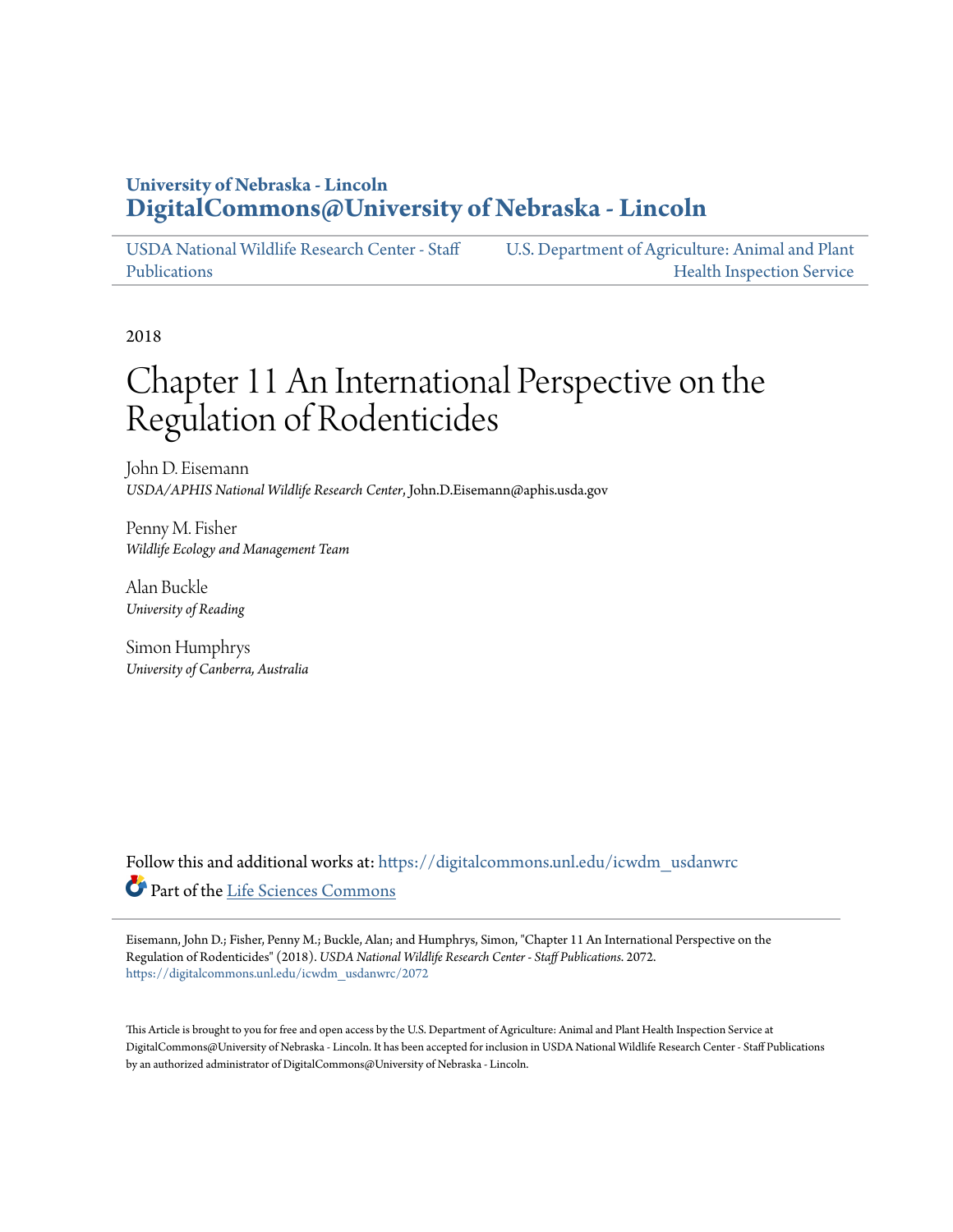**University of Nebraska - Lincoln**
**DigitalCommons@University of Nebraska - Lincoln**

USDA National Wildlife Research Center - Staff Publications | U.S. Department of Agriculture: Animal and Plant Health Inspection Service

2018

# Chapter 11 An International Perspective on the Regulation of Rodenticides

John D. Eisemann
*USDA/APHIS National Wildlife Research Center*, John.D.Eisemann@aphis.usda.gov

Penny M. Fisher
*Wildlife Ecology and Management Team*

Alan Buckle
*University of Reading*

Simon Humphrys
*University of Canberra, Australia*

Follow this and additional works at: https://digitalcommons.unl.edu/icwdm_usdanwrc

Part of the Life Sciences Commons

Eisemann, John D.; Fisher, Penny M.; Buckle, Alan; and Humphrys, Simon, "Chapter 11 An International Perspective on the Regulation of Rodenticides" (2018). *USDA National Wildlife Research Center - Staff Publications*. 2072.
https://digitalcommons.unl.edu/icwdm_usdanwrc/2072

This Article is brought to you for free and open access by the U.S. Department of Agriculture: Animal and Plant Health Inspection Service at DigitalCommons@University of Nebraska - Lincoln. It has been accepted for inclusion in USDA National Wildlife Research Center - Staff Publications by an authorized administrator of DigitalCommons@University of Nebraska - Lincoln.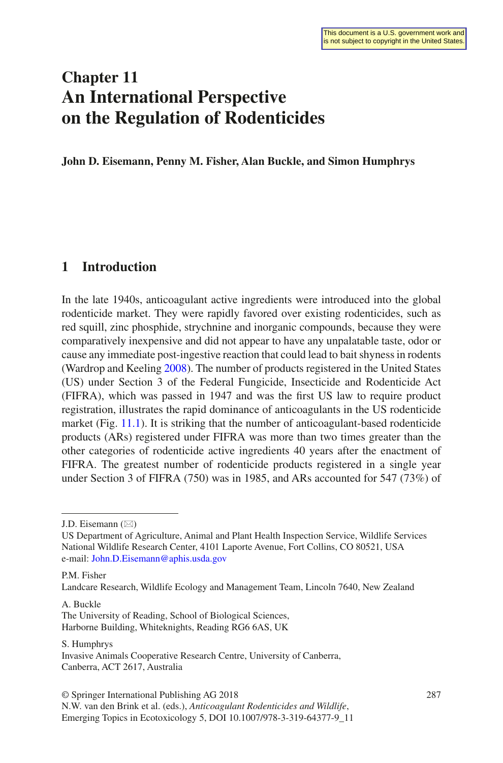This document is a U.S. government work and is not subject to copyright in the United States.

# Chapter 11
# An International Perspective on the Regulation of Rodenticides

**John D. Eisemann, Penny M. Fisher, Alan Buckle, and Simon Humphrys**

## 1 Introduction

In the late 1940s, anticoagulant active ingredients were introduced into the global rodenticide market. They were rapidly favored over existing rodenticides, such as red squill, zinc phosphide, strychnine and inorganic compounds, because they were comparatively inexpensive and did not appear to have any unpalatable taste, odor or cause any immediate post-ingestive reaction that could lead to bait shyness in rodents (Wardrop and Keeling 2008). The number of products registered in the United States (US) under Section 3 of the Federal Fungicide, Insecticide and Rodenticide Act (FIFRA), which was passed in 1947 and was the first US law to require product registration, illustrates the rapid dominance of anticoagulants in the US rodenticide market (Fig. 11.1). It is striking that the number of anticoagulant-based rodenticide products (ARs) registered under FIFRA was more than two times greater than the other categories of rodenticide active ingredients 40 years after the enactment of FIFRA. The greatest number of rodenticide products registered in a single year under Section 3 of FIFRA (750) was in 1985, and ARs accounted for 547 (73%) of

---

J.D. Eisemann (✉)
US Department of Agriculture, Animal and Plant Health Inspection Service, Wildlife Services
National Wildlife Research Center, 4101 Laporte Avenue, Fort Collins, CO 80521, USA
e-mail: John.D.Eisemann@aphis.usda.gov

P.M. Fisher
Landcare Research, Wildlife Ecology and Management Team, Lincoln 7640, New Zealand

A. Buckle
The University of Reading, School of Biological Sciences,
Harborne Building, Whiteknights, Reading RG6 6AS, UK

S. Humphrys
Invasive Animals Cooperative Research Centre, University of Canberra,
Canberra, ACT 2617, Australia

© Springer International Publishing AG 2018
N.W. van den Brink et al. (eds.), *Anticoagulant Rodenticides and Wildlife*,
Emerging Topics in Ecotoxicology 5, DOI 10.1007/978-3-319-64377-9_11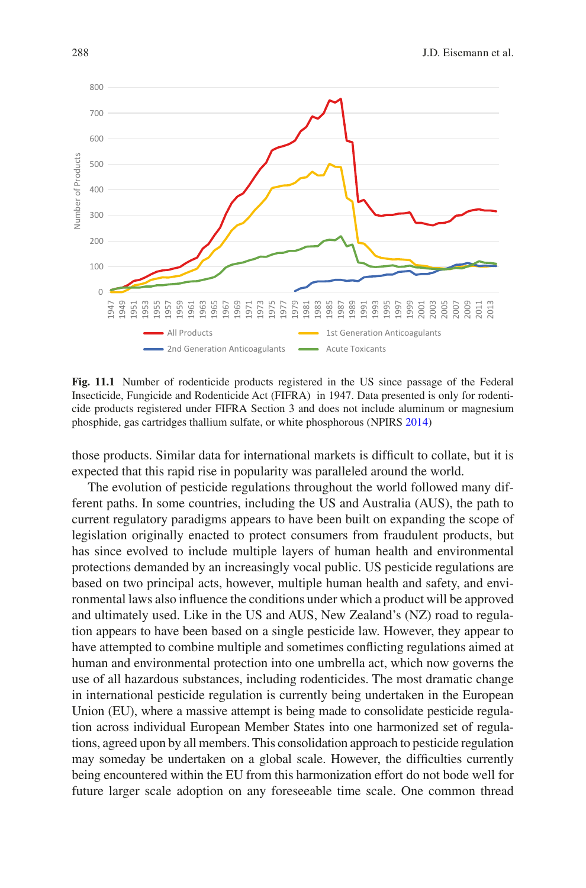800
700
600
500
400
300
200
100
0

Number of Products

1947 1949 1951 1953 1955 1957 1959 1961 1963 1965 1967 1969 1971 1973 1975 1977 1979 1981 1983 1985 1987 1989 1991 1993 1995 1997 1999 2001 2003 2005 2007 2009 2011 2013

All Products
1st Generation Anticoagulants
2nd Generation Anticoagulants
Acute Toxicants

**Fig. 11.1** Number of rodenticide products registered in the US since passage of the Federal Insecticide, Fungicide and Rodenticide Act (FIFRA) in 1947. Data presented is only for rodenticide products registered under FIFRA Section 3 and does not include aluminum or magnesium phosphide, gas cartridges thallium sulfate, or white phosphorous (NPIRS 2014)

those products. Similar data for international markets is difficult to collate, but it is expected that this rapid rise in popularity was paralleled around the world.

The evolution of pesticide regulations throughout the world followed many different paths. In some countries, including the US and Australia (AUS), the path to current regulatory paradigms appears to have been built on expanding the scope of legislation originally enacted to protect consumers from fraudulent products, but has since evolved to include multiple layers of human health and environmental protections demanded by an increasingly vocal public. US pesticide regulations are based on two principal acts, however, multiple human health and safety, and environmental laws also influence the conditions under which a product will be approved and ultimately used. Like in the US and AUS, New Zealand's (NZ) road to regulation appears to have been based on a single pesticide law. However, they appear to have attempted to combine multiple and sometimes conflicting regulations aimed at human and environmental protection into one umbrella act, which now governs the use of all hazardous substances, including rodenticides. The most dramatic change in international pesticide regulation is currently being undertaken in the European Union (EU), where a massive attempt is being made to consolidate pesticide regulation across individual European Member States into one harmonized set of regulations, agreed upon by all members. This consolidation approach to pesticide regulation may someday be undertaken on a global scale. However, the difficulties currently being encountered within the EU from this harmonization effort do not bode well for future larger scale adoption on any foreseeable time scale. One common thread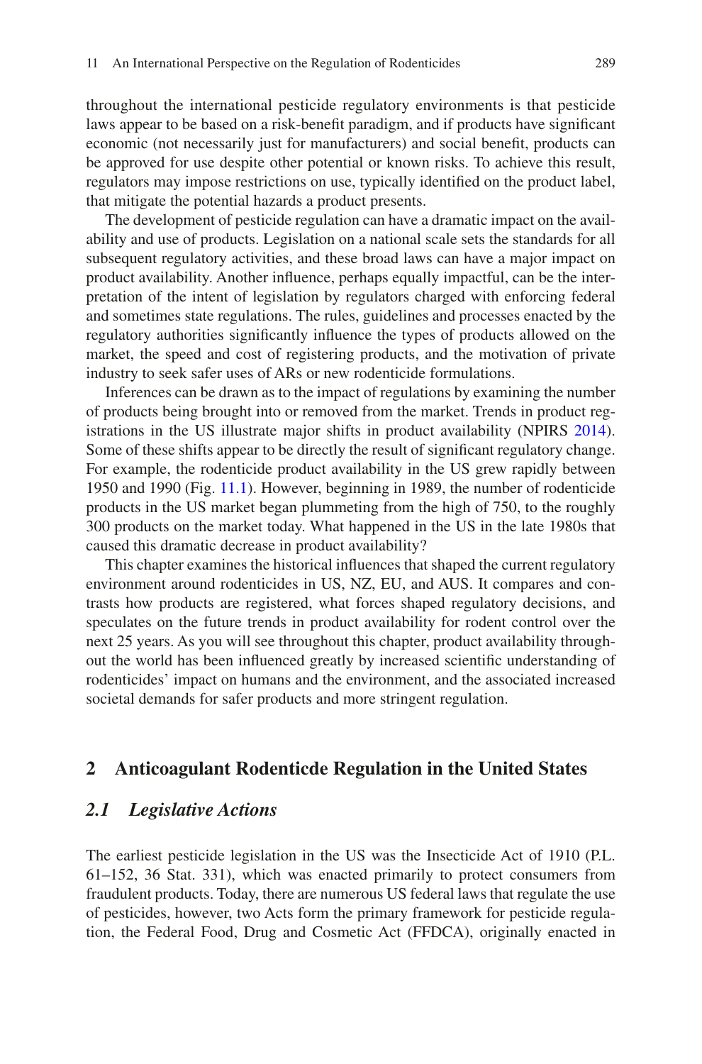throughout the international pesticide regulatory environments is that pesticide laws appear to be based on a risk-benefit paradigm, and if products have significant economic (not necessarily just for manufacturers) and social benefit, products can be approved for use despite other potential or known risks. To achieve this result, regulators may impose restrictions on use, typically identified on the product label, that mitigate the potential hazards a product presents.

The development of pesticide regulation can have a dramatic impact on the availability and use of products. Legislation on a national scale sets the standards for all subsequent regulatory activities, and these broad laws can have a major impact on product availability. Another influence, perhaps equally impactful, can be the interpretation of the intent of legislation by regulators charged with enforcing federal and sometimes state regulations. The rules, guidelines and processes enacted by the regulatory authorities significantly influence the types of products allowed on the market, the speed and cost of registering products, and the motivation of private industry to seek safer uses of ARs or new rodenticide formulations.

Inferences can be drawn as to the impact of regulations by examining the number of products being brought into or removed from the market. Trends in product registrations in the US illustrate major shifts in product availability (NPIRS 2014). Some of these shifts appear to be directly the result of significant regulatory change. For example, the rodenticide product availability in the US grew rapidly between 1950 and 1990 (Fig. 11.1). However, beginning in 1989, the number of rodenticide products in the US market began plummeting from the high of 750, to the roughly 300 products on the market today. What happened in the US in the late 1980s that caused this dramatic decrease in product availability?

This chapter examines the historical influences that shaped the current regulatory environment around rodenticides in US, NZ, EU, and AUS. It compares and contrasts how products are registered, what forces shaped regulatory decisions, and speculates on the future trends in product availability for rodent control over the next 25 years. As you will see throughout this chapter, product availability throughout the world has been influenced greatly by increased scientific understanding of rodenticides' impact on humans and the environment, and the associated increased societal demands for safer products and more stringent regulation.

## 2 Anticoagulant Rodenticde Regulation in the United States

### *2.1 Legislative Actions*

The earliest pesticide legislation in the US was the Insecticide Act of 1910 (P.L. 61–152, 36 Stat. 331), which was enacted primarily to protect consumers from fraudulent products. Today, there are numerous US federal laws that regulate the use of pesticides, however, two Acts form the primary framework for pesticide regulation, the Federal Food, Drug and Cosmetic Act (FFDCA), originally enacted in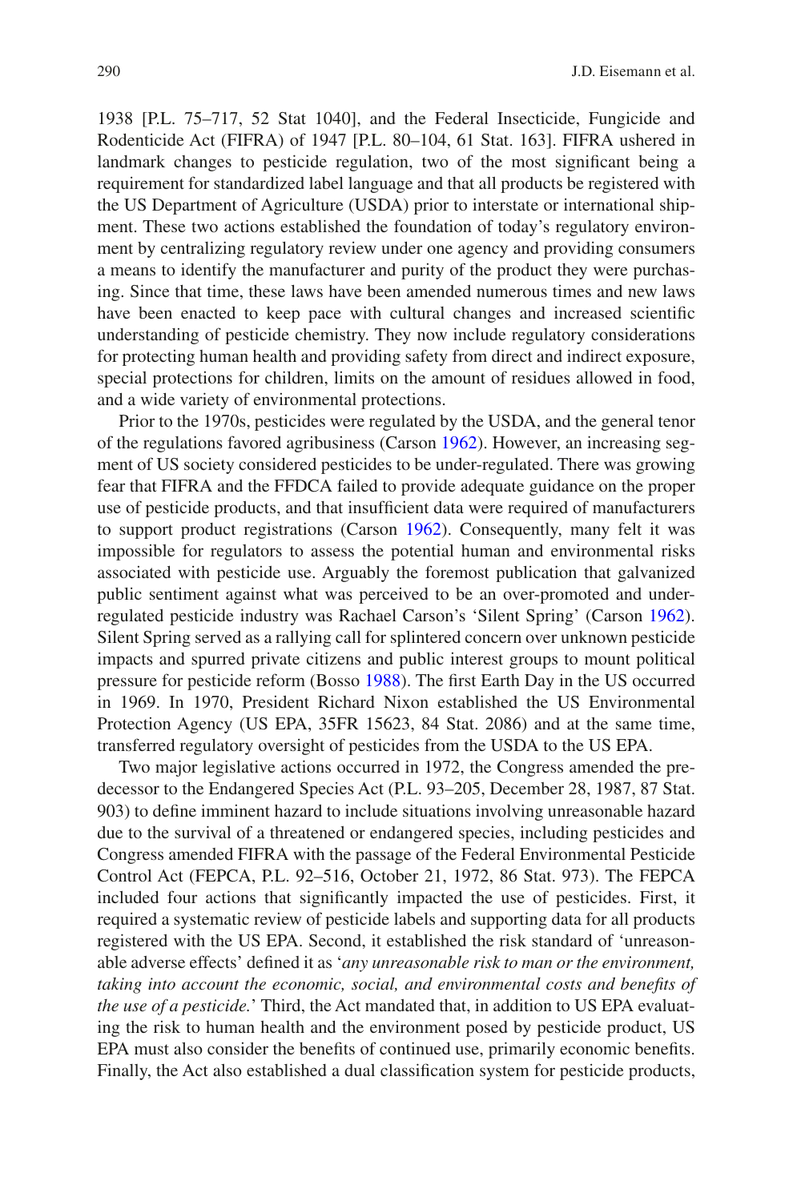1938 [P.L. 75–717, 52 Stat 1040], and the Federal Insecticide, Fungicide and Rodenticide Act (FIFRA) of 1947 [P.L. 80–104, 61 Stat. 163]. FIFRA ushered in landmark changes to pesticide regulation, two of the most significant being a requirement for standardized label language and that all products be registered with the US Department of Agriculture (USDA) prior to interstate or international shipment. These two actions established the foundation of today's regulatory environment by centralizing regulatory review under one agency and providing consumers a means to identify the manufacturer and purity of the product they were purchasing. Since that time, these laws have been amended numerous times and new laws have been enacted to keep pace with cultural changes and increased scientific understanding of pesticide chemistry. They now include regulatory considerations for protecting human health and providing safety from direct and indirect exposure, special protections for children, limits on the amount of residues allowed in food, and a wide variety of environmental protections.

Prior to the 1970s, pesticides were regulated by the USDA, and the general tenor of the regulations favored agribusiness (Carson 1962). However, an increasing segment of US society considered pesticides to be under-regulated. There was growing fear that FIFRA and the FFDCA failed to provide adequate guidance on the proper use of pesticide products, and that insufficient data were required of manufacturers to support product registrations (Carson 1962). Consequently, many felt it was impossible for regulators to assess the potential human and environmental risks associated with pesticide use. Arguably the foremost publication that galvanized public sentiment against what was perceived to be an over-promoted and under-regulated pesticide industry was Rachael Carson's 'Silent Spring' (Carson 1962). Silent Spring served as a rallying call for splintered concern over unknown pesticide impacts and spurred private citizens and public interest groups to mount political pressure for pesticide reform (Bosso 1988). The first Earth Day in the US occurred in 1969. In 1970, President Richard Nixon established the US Environmental Protection Agency (US EPA, 35FR 15623, 84 Stat. 2086) and at the same time, transferred regulatory oversight of pesticides from the USDA to the US EPA.

Two major legislative actions occurred in 1972, the Congress amended the predecessor to the Endangered Species Act (P.L. 93–205, December 28, 1987, 87 Stat. 903) to define imminent hazard to include situations involving unreasonable hazard due to the survival of a threatened or endangered species, including pesticides and Congress amended FIFRA with the passage of the Federal Environmental Pesticide Control Act (FEPCA, P.L. 92–516, October 21, 1972, 86 Stat. 973). The FEPCA included four actions that significantly impacted the use of pesticides. First, it required a systematic review of pesticide labels and supporting data for all products registered with the US EPA. Second, it established the risk standard of 'unreasonable adverse effects' defined it as '*any unreasonable risk to man or the environment, taking into account the economic, social, and environmental costs and benefits of the use of a pesticide.*' Third, the Act mandated that, in addition to US EPA evaluating the risk to human health and the environment posed by pesticide product, US EPA must also consider the benefits of continued use, primarily economic benefits. Finally, the Act also established a dual classification system for pesticide products,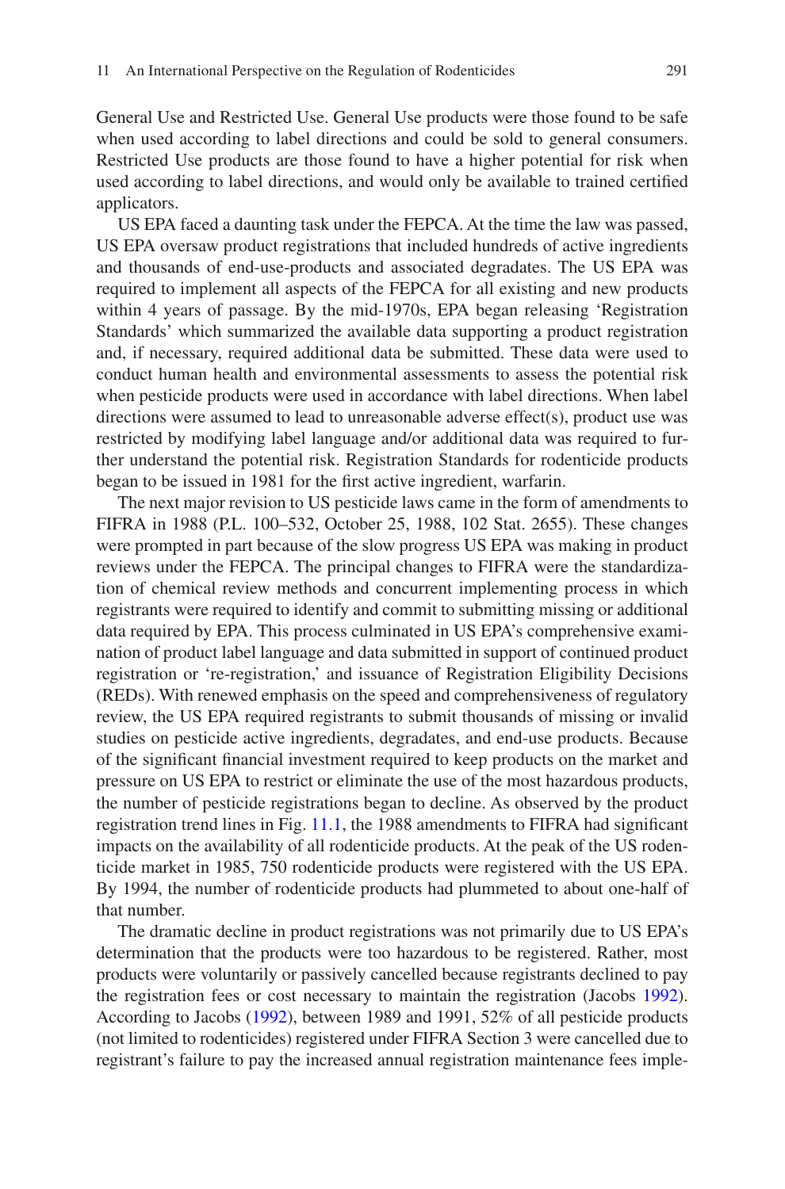General Use and Restricted Use. General Use products were those found to be safe when used according to label directions and could be sold to general consumers. Restricted Use products are those found to have a higher potential for risk when used according to label directions, and would only be available to trained certified applicators.

US EPA faced a daunting task under the FEPCA. At the time the law was passed, US EPA oversaw product registrations that included hundreds of active ingredients and thousands of end-use-products and associated degradates. The US EPA was required to implement all aspects of the FEPCA for all existing and new products within 4 years of passage. By the mid-1970s, EPA began releasing 'Registration Standards' which summarized the available data supporting a product registration and, if necessary, required additional data be submitted. These data were used to conduct human health and environmental assessments to assess the potential risk when pesticide products were used in accordance with label directions. When label directions were assumed to lead to unreasonable adverse effect(s), product use was restricted by modifying label language and/or additional data was required to further understand the potential risk. Registration Standards for rodenticide products began to be issued in 1981 for the first active ingredient, warfarin.

The next major revision to US pesticide laws came in the form of amendments to FIFRA in 1988 (P.L. 100–532, October 25, 1988, 102 Stat. 2655). These changes were prompted in part because of the slow progress US EPA was making in product reviews under the FEPCA. The principal changes to FIFRA were the standardization of chemical review methods and concurrent implementing process in which registrants were required to identify and commit to submitting missing or additional data required by EPA. This process culminated in US EPA's comprehensive examination of product label language and data submitted in support of continued product registration or 're-registration,' and issuance of Registration Eligibility Decisions (REDs). With renewed emphasis on the speed and comprehensiveness of regulatory review, the US EPA required registrants to submit thousands of missing or invalid studies on pesticide active ingredients, degradates, and end-use products. Because of the significant financial investment required to keep products on the market and pressure on US EPA to restrict or eliminate the use of the most hazardous products, the number of pesticide registrations began to decline. As observed by the product registration trend lines in Fig. 11.1, the 1988 amendments to FIFRA had significant impacts on the availability of all rodenticide products. At the peak of the US rodenticide market in 1985, 750 rodenticide products were registered with the US EPA. By 1994, the number of rodenticide products had plummeted to about one-half of that number.

The dramatic decline in product registrations was not primarily due to US EPA's determination that the products were too hazardous to be registered. Rather, most products were voluntarily or passively cancelled because registrants declined to pay the registration fees or cost necessary to maintain the registration (Jacobs 1992). According to Jacobs (1992), between 1989 and 1991, 52% of all pesticide products (not limited to rodenticides) registered under FIFRA Section 3 were cancelled due to registrant's failure to pay the increased annual registration maintenance fees imple-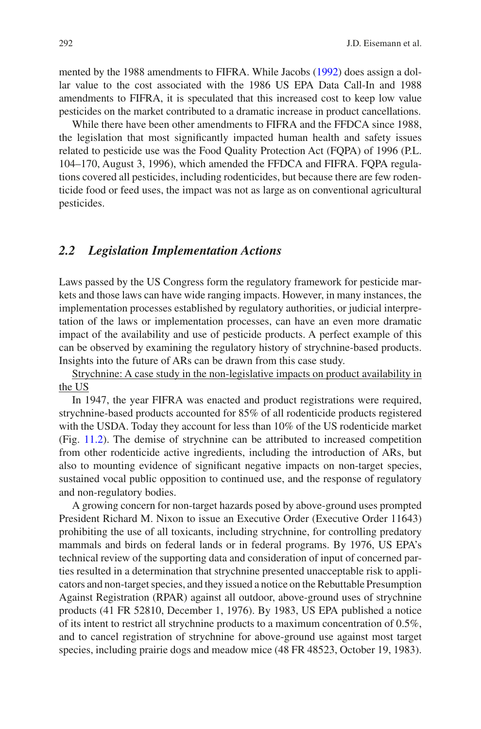mented by the 1988 amendments to FIFRA. While Jacobs (1992) does assign a dollar value to the cost associated with the 1986 US EPA Data Call-In and 1988 amendments to FIFRA, it is speculated that this increased cost to keep low value pesticides on the market contributed to a dramatic increase in product cancellations.

While there have been other amendments to FIFRA and the FFDCA since 1988, the legislation that most significantly impacted human health and safety issues related to pesticide use was the Food Quality Protection Act (FQPA) of 1996 (P.L. 104–170, August 3, 1996), which amended the FFDCA and FIFRA. FQPA regulations covered all pesticides, including rodenticides, but because there are few rodenticide food or feed uses, the impact was not as large as on conventional agricultural pesticides.

## *2.2 Legislation Implementation Actions*

Laws passed by the US Congress form the regulatory framework for pesticide markets and those laws can have wide ranging impacts. However, in many instances, the implementation processes established by regulatory authorities, or judicial interpretation of the laws or implementation processes, can have an even more dramatic impact of the availability and use of pesticide products. A perfect example of this can be observed by examining the regulatory history of strychnine-based products. Insights into the future of ARs can be drawn from this case study.

<u>Strychnine: A case study in the non-legislative impacts on product availability in the US</u>

In 1947, the year FIFRA was enacted and product registrations were required, strychnine-based products accounted for 85% of all rodenticide products registered with the USDA. Today they account for less than 10% of the US rodenticide market (Fig. 11.2). The demise of strychnine can be attributed to increased competition from other rodenticide active ingredients, including the introduction of ARs, but also to mounting evidence of significant negative impacts on non-target species, sustained vocal public opposition to continued use, and the response of regulatory and non-regulatory bodies.

A growing concern for non-target hazards posed by above-ground uses prompted President Richard M. Nixon to issue an Executive Order (Executive Order 11643) prohibiting the use of all toxicants, including strychnine, for controlling predatory mammals and birds on federal lands or in federal programs. By 1976, US EPA's technical review of the supporting data and consideration of input of concerned parties resulted in a determination that strychnine presented unacceptable risk to applicators and non-target species, and they issued a notice on the Rebuttable Presumption Against Registration (RPAR) against all outdoor, above-ground uses of strychnine products (41 FR 52810, December 1, 1976). By 1983, US EPA published a notice of its intent to restrict all strychnine products to a maximum concentration of 0.5%, and to cancel registration of strychnine for above-ground use against most target species, including prairie dogs and meadow mice (48 FR 48523, October 19, 1983).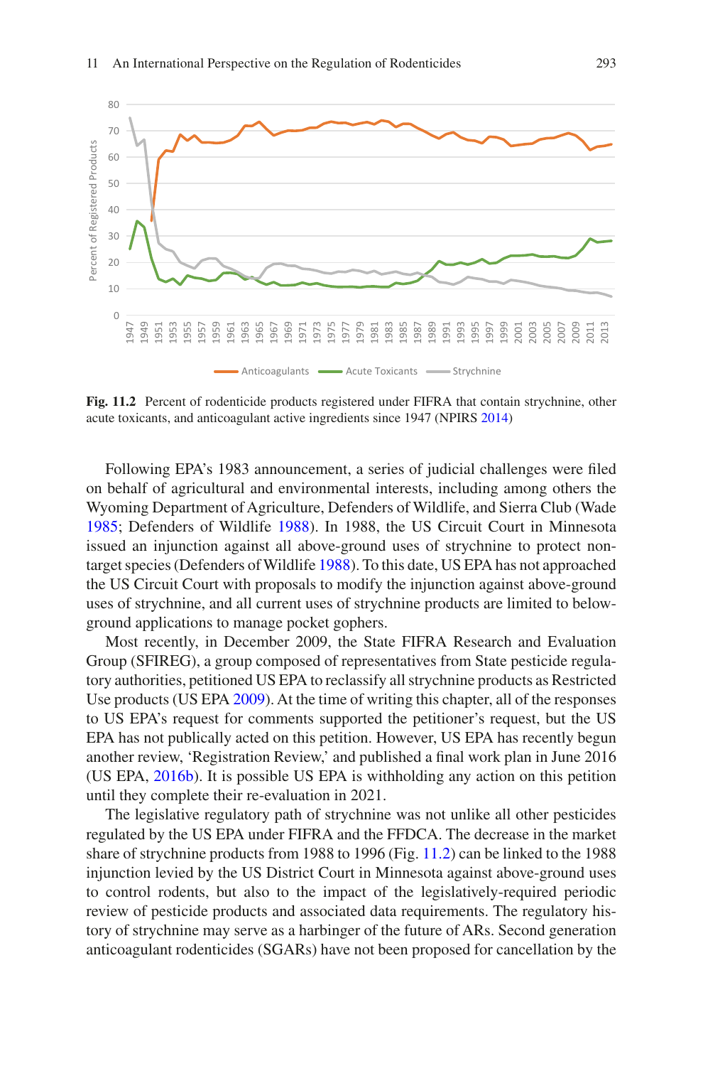**Fig. 11.2** Percent of rodenticide products registered under FIFRA that contain strychnine, other acute toxicants, and anticoagulant active ingredients since 1947 (NPIRS 2014)

Following EPA's 1983 announcement, a series of judicial challenges were filed on behalf of agricultural and environmental interests, including among others the Wyoming Department of Agriculture, Defenders of Wildlife, and Sierra Club (Wade 1985; Defenders of Wildlife 1988). In 1988, the US Circuit Court in Minnesota issued an injunction against all above-ground uses of strychnine to protect non-target species (Defenders of Wildlife 1988). To this date, US EPA has not approached the US Circuit Court with proposals to modify the injunction against above-ground uses of strychnine, and all current uses of strychnine products are limited to below-ground applications to manage pocket gophers.

Most recently, in December 2009, the State FIFRA Research and Evaluation Group (SFIREG), a group composed of representatives from State pesticide regulatory authorities, petitioned US EPA to reclassify all strychnine products as Restricted Use products (US EPA 2009). At the time of writing this chapter, all of the responses to US EPA's request for comments supported the petitioner's request, but the US EPA has not publically acted on this petition. However, US EPA has recently begun another review, 'Registration Review,' and published a final work plan in June 2016 (US EPA, 2016b). It is possible US EPA is withholding any action on this petition until they complete their re-evaluation in 2021.

The legislative regulatory path of strychnine was not unlike all other pesticides regulated by the US EPA under FIFRA and the FFDCA. The decrease in the market share of strychnine products from 1988 to 1996 (Fig. 11.2) can be linked to the 1988 injunction levied by the US District Court in Minnesota against above-ground uses to control rodents, but also to the impact of the legislatively-required periodic review of pesticide products and associated data requirements. The regulatory history of strychnine may serve as a harbinger of the future of ARs. Second generation anticoagulant rodenticides (SGARs) have not been proposed for cancellation by the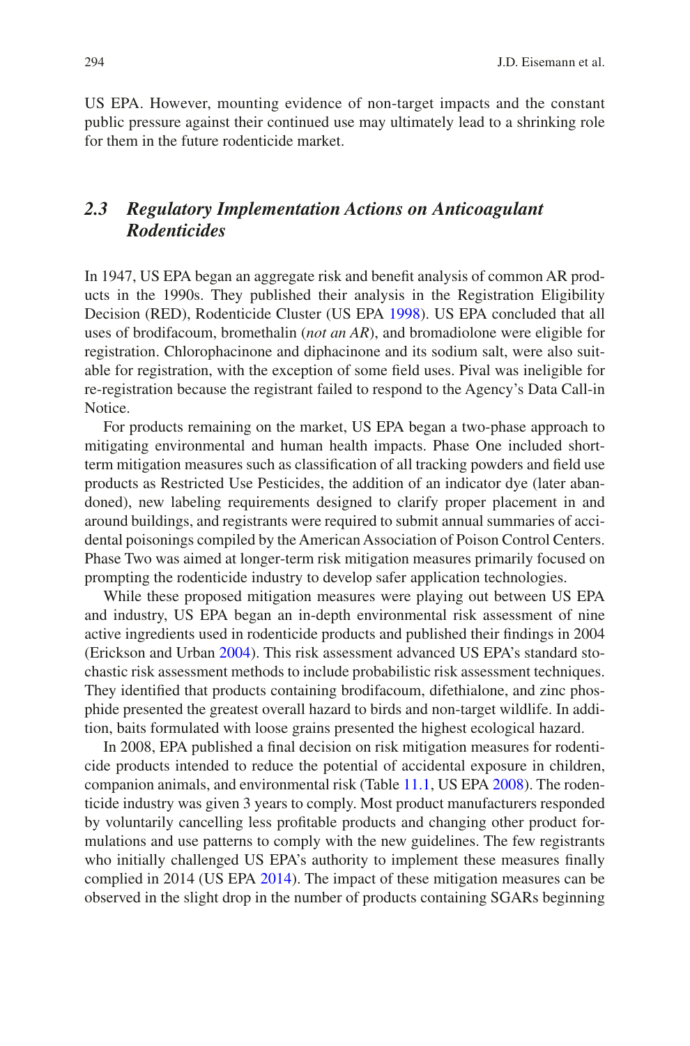US EPA. However, mounting evidence of non-target impacts and the constant public pressure against their continued use may ultimately lead to a shrinking role for them in the future rodenticide market.

## *2.3 Regulatory Implementation Actions on Anticoagulant Rodenticides*

In 1947, US EPA began an aggregate risk and benefit analysis of common AR products in the 1990s. They published their analysis in the Registration Eligibility Decision (RED), Rodenticide Cluster (US EPA 1998). US EPA concluded that all uses of brodifacoum, bromethalin (*not an AR*), and bromadiolone were eligible for registration. Chlorophacinone and diphacinone and its sodium salt, were also suitable for registration, with the exception of some field uses. Pival was ineligible for re-registration because the registrant failed to respond to the Agency's Data Call-in Notice.

For products remaining on the market, US EPA began a two-phase approach to mitigating environmental and human health impacts. Phase One included short-term mitigation measures such as classification of all tracking powders and field use products as Restricted Use Pesticides, the addition of an indicator dye (later abandoned), new labeling requirements designed to clarify proper placement in and around buildings, and registrants were required to submit annual summaries of accidental poisonings compiled by the American Association of Poison Control Centers. Phase Two was aimed at longer-term risk mitigation measures primarily focused on prompting the rodenticide industry to develop safer application technologies.

While these proposed mitigation measures were playing out between US EPA and industry, US EPA began an in-depth environmental risk assessment of nine active ingredients used in rodenticide products and published their findings in 2004 (Erickson and Urban 2004). This risk assessment advanced US EPA's standard stochastic risk assessment methods to include probabilistic risk assessment techniques. They identified that products containing brodifacoum, difethialone, and zinc phosphide presented the greatest overall hazard to birds and non-target wildlife. In addition, baits formulated with loose grains presented the highest ecological hazard.

In 2008, EPA published a final decision on risk mitigation measures for rodenticide products intended to reduce the potential of accidental exposure in children, companion animals, and environmental risk (Table 11.1, US EPA 2008). The rodenticide industry was given 3 years to comply. Most product manufacturers responded by voluntarily cancelling less profitable products and changing other product formulations and use patterns to comply with the new guidelines. The few registrants who initially challenged US EPA's authority to implement these measures finally complied in 2014 (US EPA 2014). The impact of these mitigation measures can be observed in the slight drop in the number of products containing SGARs beginning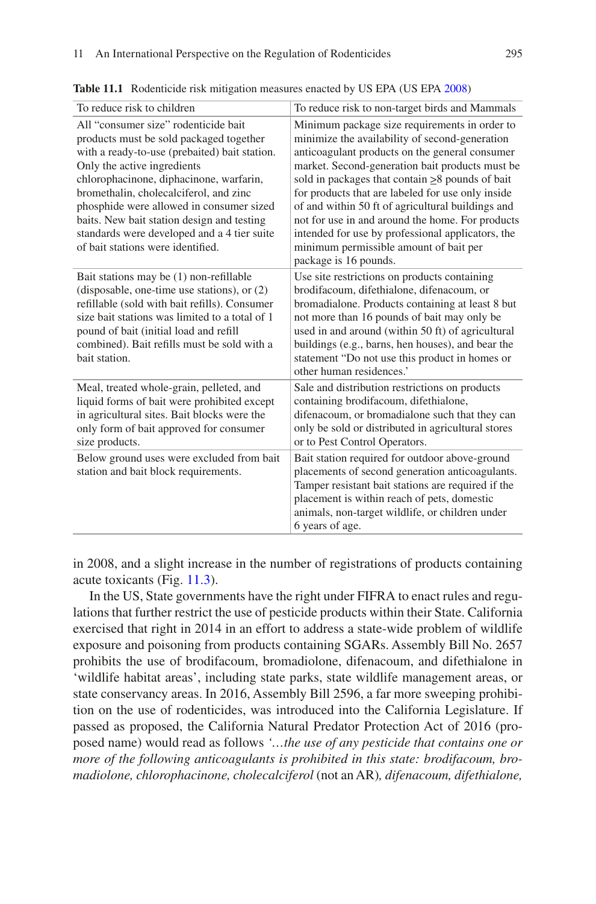**Table 11.1** Rodenticide risk mitigation measures enacted by US EPA (US EPA 2008)

| To reduce risk to children | To reduce risk to non-target birds and Mammals |
|---|---|
| All "consumer size" rodenticide bait products must be sold packaged together with a ready-to-use (prebaited) bait station. Only the active ingredients chlorophacinone, diphacinone, warfarin, bromethalin, cholecalciferol, and zinc phosphide were allowed in consumer sized baits. New bait station design and testing standards were developed and a 4 tier suite of bait stations were identified. | Minimum package size requirements in order to minimize the availability of second-generation anticoagulant products on the general consumer market. Second-generation bait products must be sold in packages that contain ≥8 pounds of bait for products that are labeled for use only inside of and within 50 ft of agricultural buildings and not for use in and around the home. For products intended for use by professional applicators, the minimum permissible amount of bait per package is 16 pounds. |
| Bait stations may be (1) non-refillable (disposable, one-time use stations), or (2) refillable (sold with bait refills). Consumer size bait stations was limited to a total of 1 pound of bait (initial load and refill combined). Bait refills must be sold with a bait station. | Use site restrictions on products containing brodifacoum, difethialone, difenacoum, or bromadialone. Products containing at least 8 but not more than 16 pounds of bait may only be used in and around (within 50 ft) of agricultural buildings (e.g., barns, hen houses), and bear the statement "Do not use this product in homes or other human residences.' |
| Meal, treated whole-grain, pelleted, and liquid forms of bait were prohibited except in agricultural sites. Bait blocks were the only form of bait approved for consumer size products. | Sale and distribution restrictions on products containing brodifacoum, difethialone, difenacoum, or bromadialone such that they can only be sold or distributed in agricultural stores or to Pest Control Operators. |
| Below ground uses were excluded from bait station and bait block requirements. | Bait station required for outdoor above-ground placements of second generation anticoagulants. Tamper resistant bait stations are required if the placement is within reach of pets, domestic animals, non-target wildlife, or children under 6 years of age. |

in 2008, and a slight increase in the number of registrations of products containing acute toxicants (Fig. 11.3).

In the US, State governments have the right under FIFRA to enact rules and regulations that further restrict the use of pesticide products within their State. California exercised that right in 2014 in an effort to address a state-wide problem of wildlife exposure and poisoning from products containing SGARs. Assembly Bill No. 2657 prohibits the use of brodifacoum, bromadiolone, difenacoum, and difethialone in 'wildlife habitat areas', including state parks, state wildlife management areas, or state conservancy areas. In 2016, Assembly Bill 2596, a far more sweeping prohibition on the use of rodenticides, was introduced into the California Legislature. If passed as proposed, the California Natural Predator Protection Act of 2016 (proposed name) would read as follows *'…the use of any pesticide that contains one or more of the following anticoagulants is prohibited in this state: brodifacoum, bromadiolone, chlorophacinone, cholecalciferol* (not an AR)*, difenacoum, difethialone,*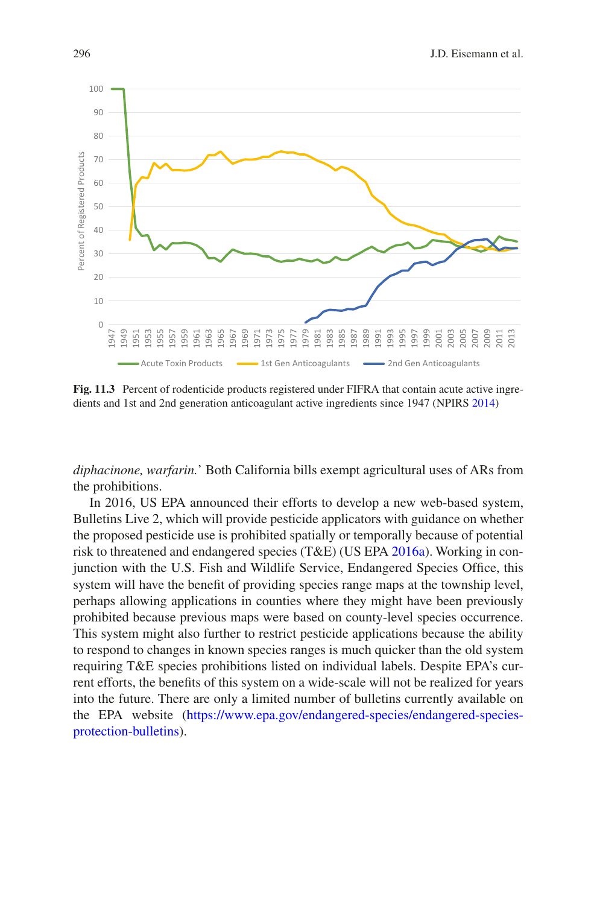Fig. 11.3 Percent of rodenticide products registered under FIFRA that contain acute active ingredients and 1st and 2nd generation anticoagulant active ingredients since 1947 (NPIRS 2014)

*diphacinone, warfarin.*' Both California bills exempt agricultural uses of ARs from the prohibitions.

In 2016, US EPA announced their efforts to develop a new web-based system, Bulletins Live 2, which will provide pesticide applicators with guidance on whether the proposed pesticide use is prohibited spatially or temporally because of potential risk to threatened and endangered species (T&E) (US EPA 2016a). Working in conjunction with the U.S. Fish and Wildlife Service, Endangered Species Office, this system will have the benefit of providing species range maps at the township level, perhaps allowing applications in counties where they might have been previously prohibited because previous maps were based on county-level species occurrence. This system might also further to restrict pesticide applications because the ability to respond to changes in known species ranges is much quicker than the old system requiring T&E species prohibitions listed on individual labels. Despite EPA's current efforts, the benefits of this system on a wide-scale will not be realized for years into the future. There are only a limited number of bulletins currently available on the EPA website (https://www.epa.gov/endangered-species/endangered-species-protection-bulletins).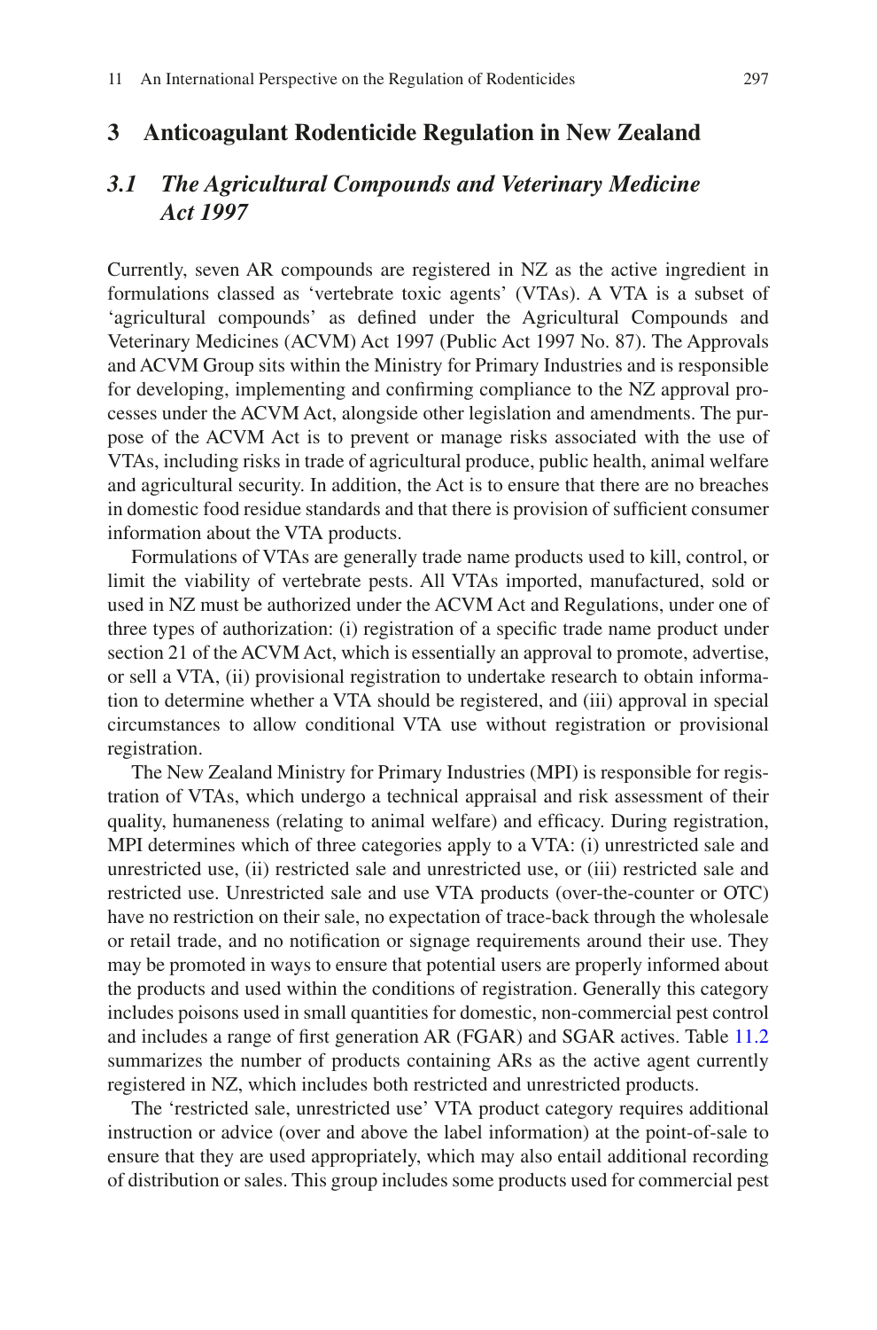## 3 Anticoagulant Rodenticide Regulation in New Zealand

### *3.1 The Agricultural Compounds and Veterinary Medicine Act 1997*

Currently, seven AR compounds are registered in NZ as the active ingredient in formulations classed as 'vertebrate toxic agents' (VTAs). A VTA is a subset of 'agricultural compounds' as defined under the Agricultural Compounds and Veterinary Medicines (ACVM) Act 1997 (Public Act 1997 No. 87). The Approvals and ACVM Group sits within the Ministry for Primary Industries and is responsible for developing, implementing and confirming compliance to the NZ approval processes under the ACVM Act, alongside other legislation and amendments. The purpose of the ACVM Act is to prevent or manage risks associated with the use of VTAs, including risks in trade of agricultural produce, public health, animal welfare and agricultural security. In addition, the Act is to ensure that there are no breaches in domestic food residue standards and that there is provision of sufficient consumer information about the VTA products.

Formulations of VTAs are generally trade name products used to kill, control, or limit the viability of vertebrate pests. All VTAs imported, manufactured, sold or used in NZ must be authorized under the ACVM Act and Regulations, under one of three types of authorization: (i) registration of a specific trade name product under section 21 of the ACVM Act, which is essentially an approval to promote, advertise, or sell a VTA, (ii) provisional registration to undertake research to obtain information to determine whether a VTA should be registered, and (iii) approval in special circumstances to allow conditional VTA use without registration or provisional registration.

The New Zealand Ministry for Primary Industries (MPI) is responsible for registration of VTAs, which undergo a technical appraisal and risk assessment of their quality, humaneness (relating to animal welfare) and efficacy. During registration, MPI determines which of three categories apply to a VTA: (i) unrestricted sale and unrestricted use, (ii) restricted sale and unrestricted use, or (iii) restricted sale and restricted use. Unrestricted sale and use VTA products (over-the-counter or OTC) have no restriction on their sale, no expectation of trace-back through the wholesale or retail trade, and no notification or signage requirements around their use. They may be promoted in ways to ensure that potential users are properly informed about the products and used within the conditions of registration. Generally this category includes poisons used in small quantities for domestic, non-commercial pest control and includes a range of first generation AR (FGAR) and SGAR actives. Table 11.2 summarizes the number of products containing ARs as the active agent currently registered in NZ, which includes both restricted and unrestricted products.

The 'restricted sale, unrestricted use' VTA product category requires additional instruction or advice (over and above the label information) at the point-of-sale to ensure that they are used appropriately, which may also entail additional recording of distribution or sales. This group includes some products used for commercial pest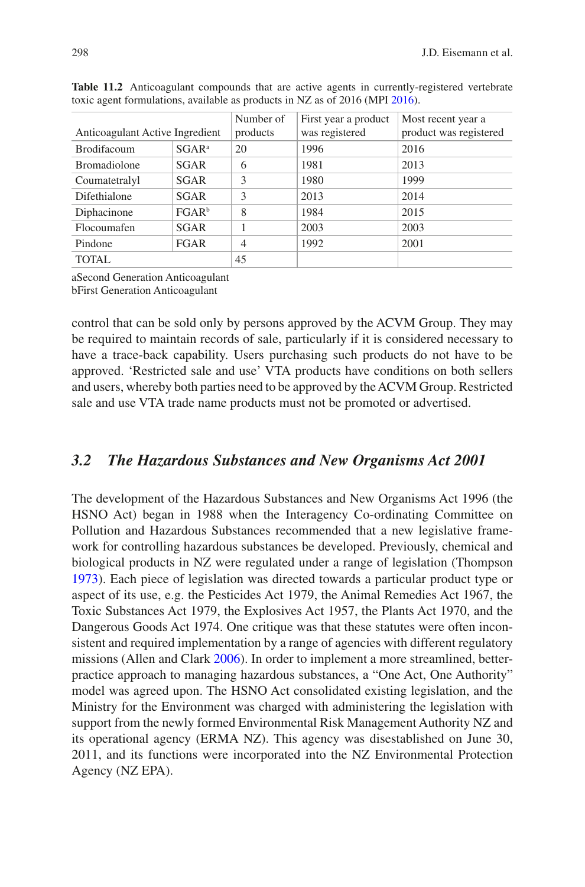**Table 11.2** Anticoagulant compounds that are active agents in currently-registered vertebrate toxic agent formulations, available as products in NZ as of 2016 (MPI 2016).

| Anticoagulant Active Ingredient | | Number of products | First year a product was registered | Most recent year a product was registered |
|---|---|---|---|---|
| Brodifacoum | SGAR[a] | 20 | 1996 | 2016 |
| Bromadiolone | SGAR | 6 | 1981 | 2013 |
| Coumatetralyl | SGAR | 3 | 1980 | 1999 |
| Difethialone | SGAR | 3 | 2013 | 2014 |
| Diphacinone | FGAR[b] | 8 | 1984 | 2015 |
| Flocoumafen | SGAR | 1 | 2003 | 2003 |
| Pindone | FGAR | 4 | 1992 | 2001 |
| TOTAL | | 45 | | |

aSecond Generation Anticoagulant
bFirst Generation Anticoagulant

control that can be sold only by persons approved by the ACVM Group. They may be required to maintain records of sale, particularly if it is considered necessary to have a trace-back capability. Users purchasing such products do not have to be approved. 'Restricted sale and use' VTA products have conditions on both sellers and users, whereby both parties need to be approved by the ACVM Group. Restricted sale and use VTA trade name products must not be promoted or advertised.

## 3.2 *The Hazardous Substances and New Organisms Act 2001*

The development of the Hazardous Substances and New Organisms Act 1996 (the HSNO Act) began in 1988 when the Interagency Co-ordinating Committee on Pollution and Hazardous Substances recommended that a new legislative framework for controlling hazardous substances be developed. Previously, chemical and biological products in NZ were regulated under a range of legislation (Thompson 1973). Each piece of legislation was directed towards a particular product type or aspect of its use, e.g. the Pesticides Act 1979, the Animal Remedies Act 1967, the Toxic Substances Act 1979, the Explosives Act 1957, the Plants Act 1970, and the Dangerous Goods Act 1974. One critique was that these statutes were often inconsistent and required implementation by a range of agencies with different regulatory missions (Allen and Clark 2006). In order to implement a more streamlined, better-practice approach to managing hazardous substances, a "One Act, One Authority" model was agreed upon. The HSNO Act consolidated existing legislation, and the Ministry for the Environment was charged with administering the legislation with support from the newly formed Environmental Risk Management Authority NZ and its operational agency (ERMA NZ). This agency was disestablished on June 30, 2011, and its functions were incorporated into the NZ Environmental Protection Agency (NZ EPA).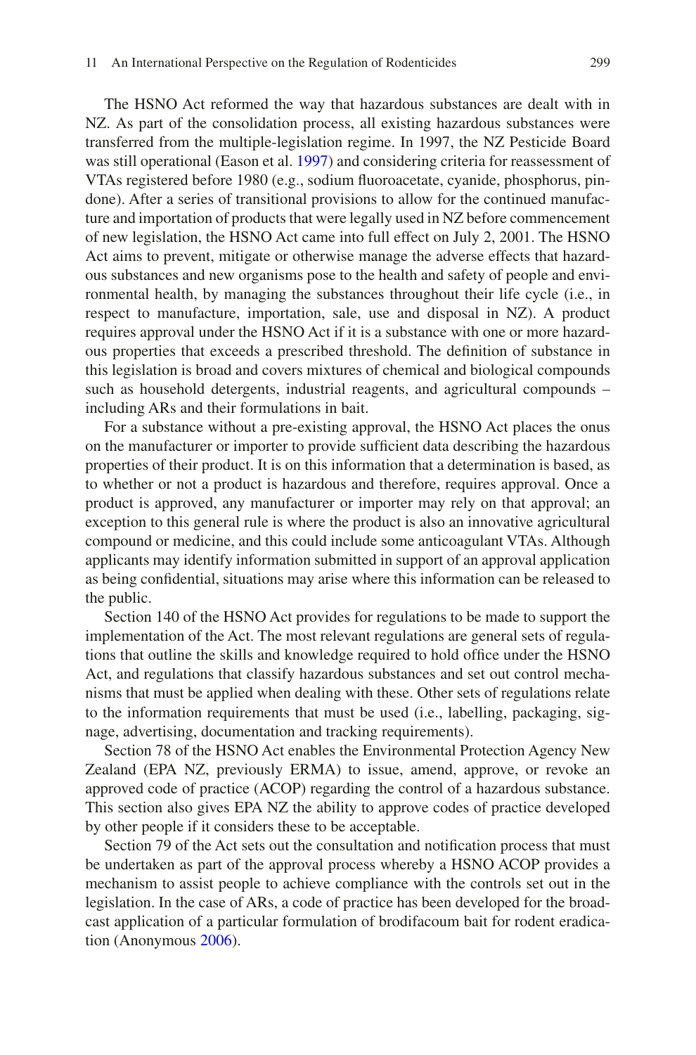The HSNO Act reformed the way that hazardous substances are dealt with in NZ. As part of the consolidation process, all existing hazardous substances were transferred from the multiple-legislation regime. In 1997, the NZ Pesticide Board was still operational (Eason et al. 1997) and considering criteria for reassessment of VTAs registered before 1980 (e.g., sodium fluoroacetate, cyanide, phosphorus, pindone). After a series of transitional provisions to allow for the continued manufacture and importation of products that were legally used in NZ before commencement of new legislation, the HSNO Act came into full effect on July 2, 2001. The HSNO Act aims to prevent, mitigate or otherwise manage the adverse effects that hazardous substances and new organisms pose to the health and safety of people and environmental health, by managing the substances throughout their life cycle (i.e., in respect to manufacture, importation, sale, use and disposal in NZ). A product requires approval under the HSNO Act if it is a substance with one or more hazardous properties that exceeds a prescribed threshold. The definition of substance in this legislation is broad and covers mixtures of chemical and biological compounds such as household detergents, industrial reagents, and agricultural compounds – including ARs and their formulations in bait.

For a substance without a pre-existing approval, the HSNO Act places the onus on the manufacturer or importer to provide sufficient data describing the hazardous properties of their product. It is on this information that a determination is based, as to whether or not a product is hazardous and therefore, requires approval. Once a product is approved, any manufacturer or importer may rely on that approval; an exception to this general rule is where the product is also an innovative agricultural compound or medicine, and this could include some anticoagulant VTAs. Although applicants may identify information submitted in support of an approval application as being confidential, situations may arise where this information can be released to the public.

Section 140 of the HSNO Act provides for regulations to be made to support the implementation of the Act. The most relevant regulations are general sets of regulations that outline the skills and knowledge required to hold office under the HSNO Act, and regulations that classify hazardous substances and set out control mechanisms that must be applied when dealing with these. Other sets of regulations relate to the information requirements that must be used (i.e., labelling, packaging, signage, advertising, documentation and tracking requirements).

Section 78 of the HSNO Act enables the Environmental Protection Agency New Zealand (EPA NZ, previously ERMA) to issue, amend, approve, or revoke an approved code of practice (ACOP) regarding the control of a hazardous substance. This section also gives EPA NZ the ability to approve codes of practice developed by other people if it considers these to be acceptable.

Section 79 of the Act sets out the consultation and notification process that must be undertaken as part of the approval process whereby a HSNO ACOP provides a mechanism to assist people to achieve compliance with the controls set out in the legislation. In the case of ARs, a code of practice has been developed for the broadcast application of a particular formulation of brodifacoum bait for rodent eradication (Anonymous 2006).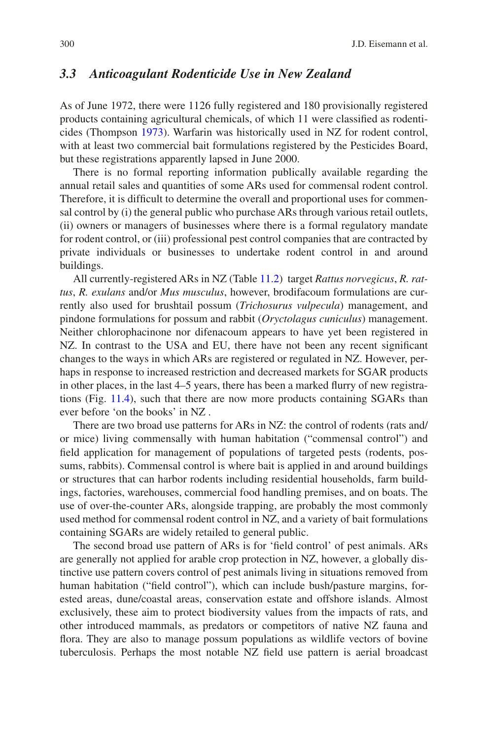### 3.3 *Anticoagulant Rodenticide Use in New Zealand*

As of June 1972, there were 1126 fully registered and 180 provisionally registered products containing agricultural chemicals, of which 11 were classified as rodenticides (Thompson 1973). Warfarin was historically used in NZ for rodent control, with at least two commercial bait formulations registered by the Pesticides Board, but these registrations apparently lapsed in June 2000.

There is no formal reporting information publically available regarding the annual retail sales and quantities of some ARs used for commensal rodent control. Therefore, it is difficult to determine the overall and proportional uses for commensal control by (i) the general public who purchase ARs through various retail outlets, (ii) owners or managers of businesses where there is a formal regulatory mandate for rodent control, or (iii) professional pest control companies that are contracted by private individuals or businesses to undertake rodent control in and around buildings.

All currently-registered ARs in NZ (Table 11.2) target *Rattus norvegicus*, *R. rattus*, *R. exulans* and/or *Mus musculus*, however, brodifacoum formulations are currently also used for brushtail possum (*Trichosurus vulpecula*) management, and pindone formulations for possum and rabbit (*Oryctolagus cuniculus*) management. Neither chlorophacinone nor difenacoum appears to have yet been registered in NZ. In contrast to the USA and EU, there have not been any recent significant changes to the ways in which ARs are registered or regulated in NZ. However, perhaps in response to increased restriction and decreased markets for SGAR products in other places, in the last 4–5 years, there has been a marked flurry of new registrations (Fig. 11.4), such that there are now more products containing SGARs than ever before 'on the books' in NZ .

There are two broad use patterns for ARs in NZ: the control of rodents (rats and/or mice) living commensally with human habitation ("commensal control") and field application for management of populations of targeted pests (rodents, possums, rabbits). Commensal control is where bait is applied in and around buildings or structures that can harbor rodents including residential households, farm buildings, factories, warehouses, commercial food handling premises, and on boats. The use of over-the-counter ARs, alongside trapping, are probably the most commonly used method for commensal rodent control in NZ, and a variety of bait formulations containing SGARs are widely retailed to general public.

The second broad use pattern of ARs is for 'field control' of pest animals. ARs are generally not applied for arable crop protection in NZ, however, a globally distinctive use pattern covers control of pest animals living in situations removed from human habitation ("field control"), which can include bush/pasture margins, forested areas, dune/coastal areas, conservation estate and offshore islands. Almost exclusively, these aim to protect biodiversity values from the impacts of rats, and other introduced mammals, as predators or competitors of native NZ fauna and flora. They are also to manage possum populations as wildlife vectors of bovine tuberculosis. Perhaps the most notable NZ field use pattern is aerial broadcast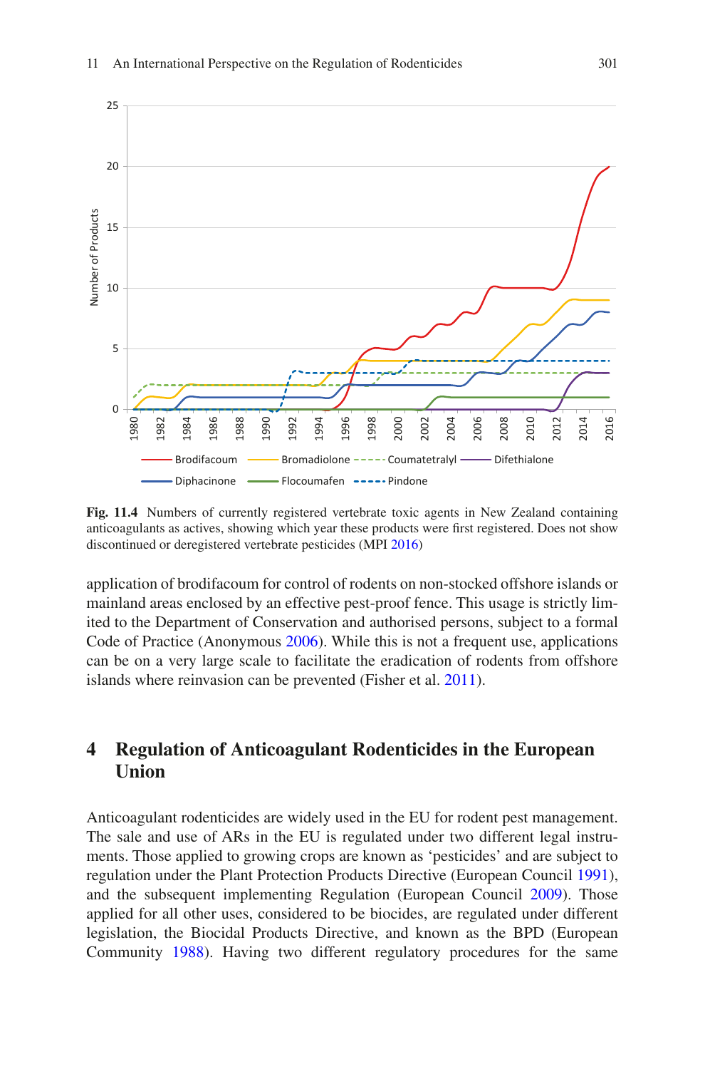Fig. 11.4 Numbers of currently registered vertebrate toxic agents in New Zealand containing anticoagulants as actives, showing which year these products were first registered. Does not show discontinued or deregistered vertebrate pesticides (MPI 2016)

application of brodifacoum for control of rodents on non-stocked offshore islands or mainland areas enclosed by an effective pest-proof fence. This usage is strictly limited to the Department of Conservation and authorised persons, subject to a formal Code of Practice (Anonymous 2006). While this is not a frequent use, applications can be on a very large scale to facilitate the eradication of rodents from offshore islands where reinvasion can be prevented (Fisher et al. 2011).

## 4 Regulation of Anticoagulant Rodenticides in the European Union

Anticoagulant rodenticides are widely used in the EU for rodent pest management. The sale and use of ARs in the EU is regulated under two different legal instruments. Those applied to growing crops are known as 'pesticides' and are subject to regulation under the Plant Protection Products Directive (European Council 1991), and the subsequent implementing Regulation (European Council 2009). Those applied for all other uses, considered to be biocides, are regulated under different legislation, the Biocidal Products Directive, and known as the BPD (European Community 1988). Having two different regulatory procedures for the same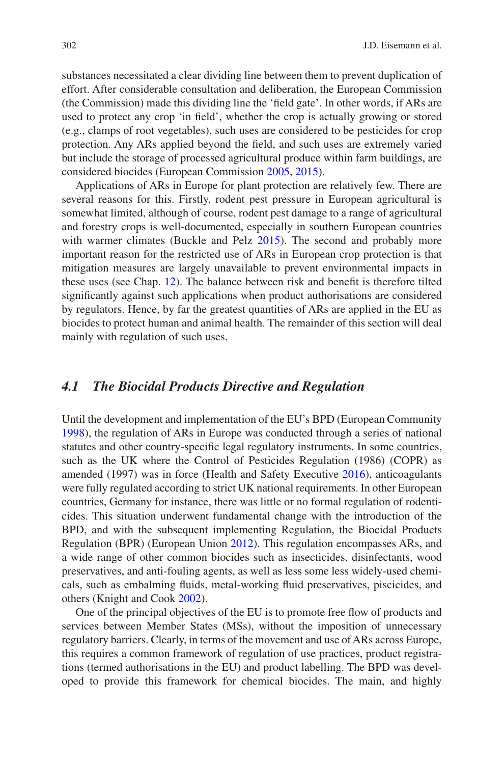substances necessitated a clear dividing line between them to prevent duplication of effort. After considerable consultation and deliberation, the European Commission (the Commission) made this dividing line the 'field gate'. In other words, if ARs are used to protect any crop 'in field', whether the crop is actually growing or stored (e.g., clamps of root vegetables), such uses are considered to be pesticides for crop protection. Any ARs applied beyond the field, and such uses are extremely varied but include the storage of processed agricultural produce within farm buildings, are considered biocides (European Commission 2005, 2015).

Applications of ARs in Europe for plant protection are relatively few. There are several reasons for this. Firstly, rodent pest pressure in European agricultural is somewhat limited, although of course, rodent pest damage to a range of agricultural and forestry crops is well-documented, especially in southern European countries with warmer climates (Buckle and Pelz 2015). The second and probably more important reason for the restricted use of ARs in European crop protection is that mitigation measures are largely unavailable to prevent environmental impacts in these uses (see Chap. 12). The balance between risk and benefit is therefore tilted significantly against such applications when product authorisations are considered by regulators. Hence, by far the greatest quantities of ARs are applied in the EU as biocides to protect human and animal health. The remainder of this section will deal mainly with regulation of such uses.

## *4.1 The Biocidal Products Directive and Regulation*

Until the development and implementation of the EU's BPD (European Community 1998), the regulation of ARs in Europe was conducted through a series of national statutes and other country-specific legal regulatory instruments. In some countries, such as the UK where the Control of Pesticides Regulation (1986) (COPR) as amended (1997) was in force (Health and Safety Executive 2016), anticoagulants were fully regulated according to strict UK national requirements. In other European countries, Germany for instance, there was little or no formal regulation of rodenticides. This situation underwent fundamental change with the introduction of the BPD, and with the subsequent implementing Regulation, the Biocidal Products Regulation (BPR) (European Union 2012). This regulation encompasses ARs, and a wide range of other common biocides such as insecticides, disinfectants, wood preservatives, and anti-fouling agents, as well as less some less widely-used chemicals, such as embalming fluids, metal-working fluid preservatives, piscicides, and others (Knight and Cook 2002).

One of the principal objectives of the EU is to promote free flow of products and services between Member States (MSs), without the imposition of unnecessary regulatory barriers. Clearly, in terms of the movement and use of ARs across Europe, this requires a common framework of regulation of use practices, product registrations (termed authorisations in the EU) and product labelling. The BPD was developed to provide this framework for chemical biocides. The main, and highly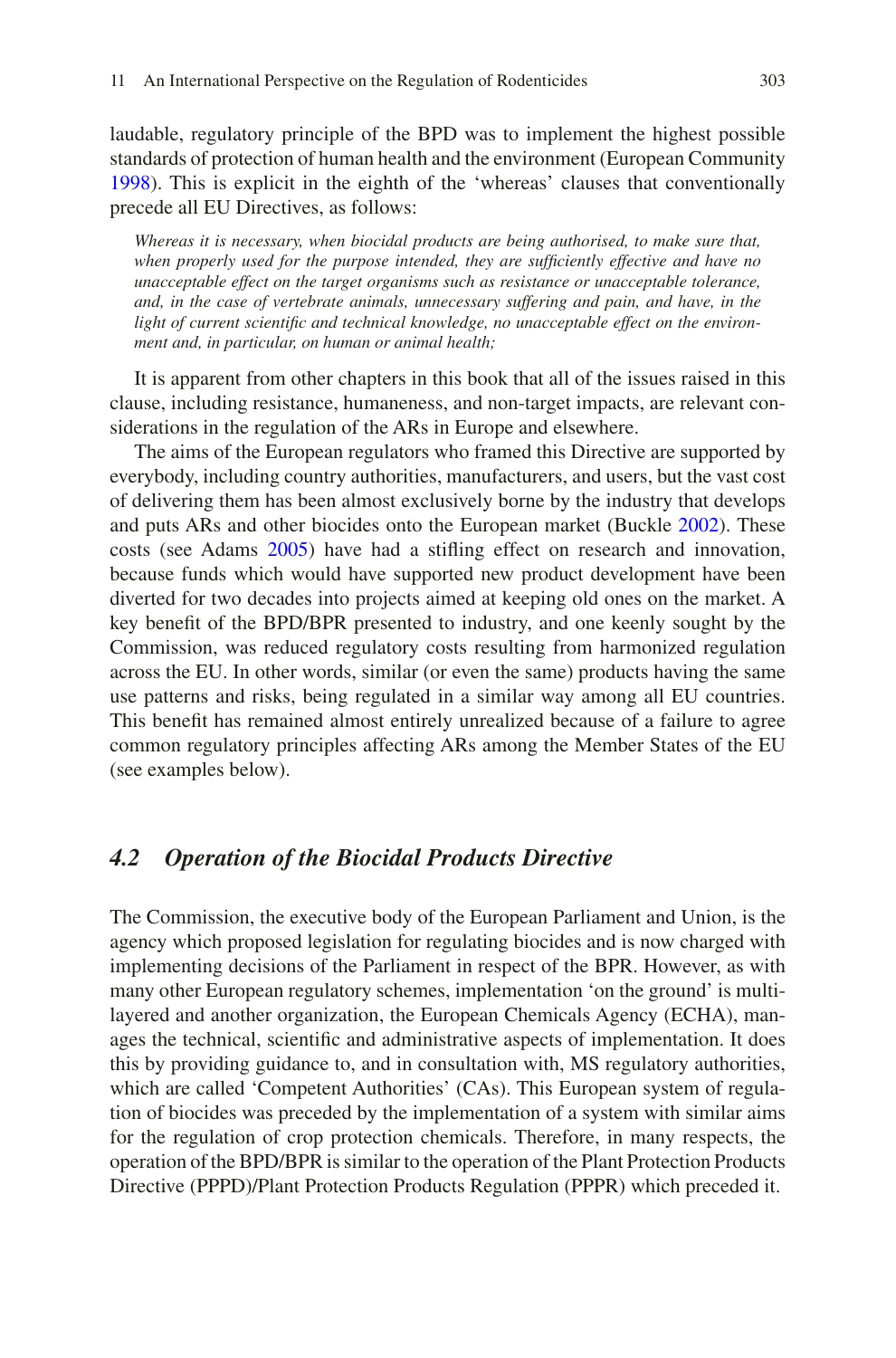laudable, regulatory principle of the BPD was to implement the highest possible standards of protection of human health and the environment (European Community 1998). This is explicit in the eighth of the 'whereas' clauses that conventionally precede all EU Directives, as follows:

> *Whereas it is necessary, when biocidal products are being authorised, to make sure that, when properly used for the purpose intended, they are sufficiently effective and have no unacceptable effect on the target organisms such as resistance or unacceptable tolerance, and, in the case of vertebrate animals, unnecessary suffering and pain, and have, in the light of current scientific and technical knowledge, no unacceptable effect on the environment and, in particular, on human or animal health;*

It is apparent from other chapters in this book that all of the issues raised in this clause, including resistance, humaneness, and non-target impacts, are relevant considerations in the regulation of the ARs in Europe and elsewhere.

The aims of the European regulators who framed this Directive are supported by everybody, including country authorities, manufacturers, and users, but the vast cost of delivering them has been almost exclusively borne by the industry that develops and puts ARs and other biocides onto the European market (Buckle 2002). These costs (see Adams 2005) have had a stifling effect on research and innovation, because funds which would have supported new product development have been diverted for two decades into projects aimed at keeping old ones on the market. A key benefit of the BPD/BPR presented to industry, and one keenly sought by the Commission, was reduced regulatory costs resulting from harmonized regulation across the EU. In other words, similar (or even the same) products having the same use patterns and risks, being regulated in a similar way among all EU countries. This benefit has remained almost entirely unrealized because of a failure to agree common regulatory principles affecting ARs among the Member States of the EU (see examples below).

### *4.2 Operation of the Biocidal Products Directive*

The Commission, the executive body of the European Parliament and Union, is the agency which proposed legislation for regulating biocides and is now charged with implementing decisions of the Parliament in respect of the BPR. However, as with many other European regulatory schemes, implementation 'on the ground' is multi-layered and another organization, the European Chemicals Agency (ECHA), manages the technical, scientific and administrative aspects of implementation. It does this by providing guidance to, and in consultation with, MS regulatory authorities, which are called 'Competent Authorities' (CAs). This European system of regulation of biocides was preceded by the implementation of a system with similar aims for the regulation of crop protection chemicals. Therefore, in many respects, the operation of the BPD/BPR is similar to the operation of the Plant Protection Products Directive (PPPD)/Plant Protection Products Regulation (PPPR) which preceded it.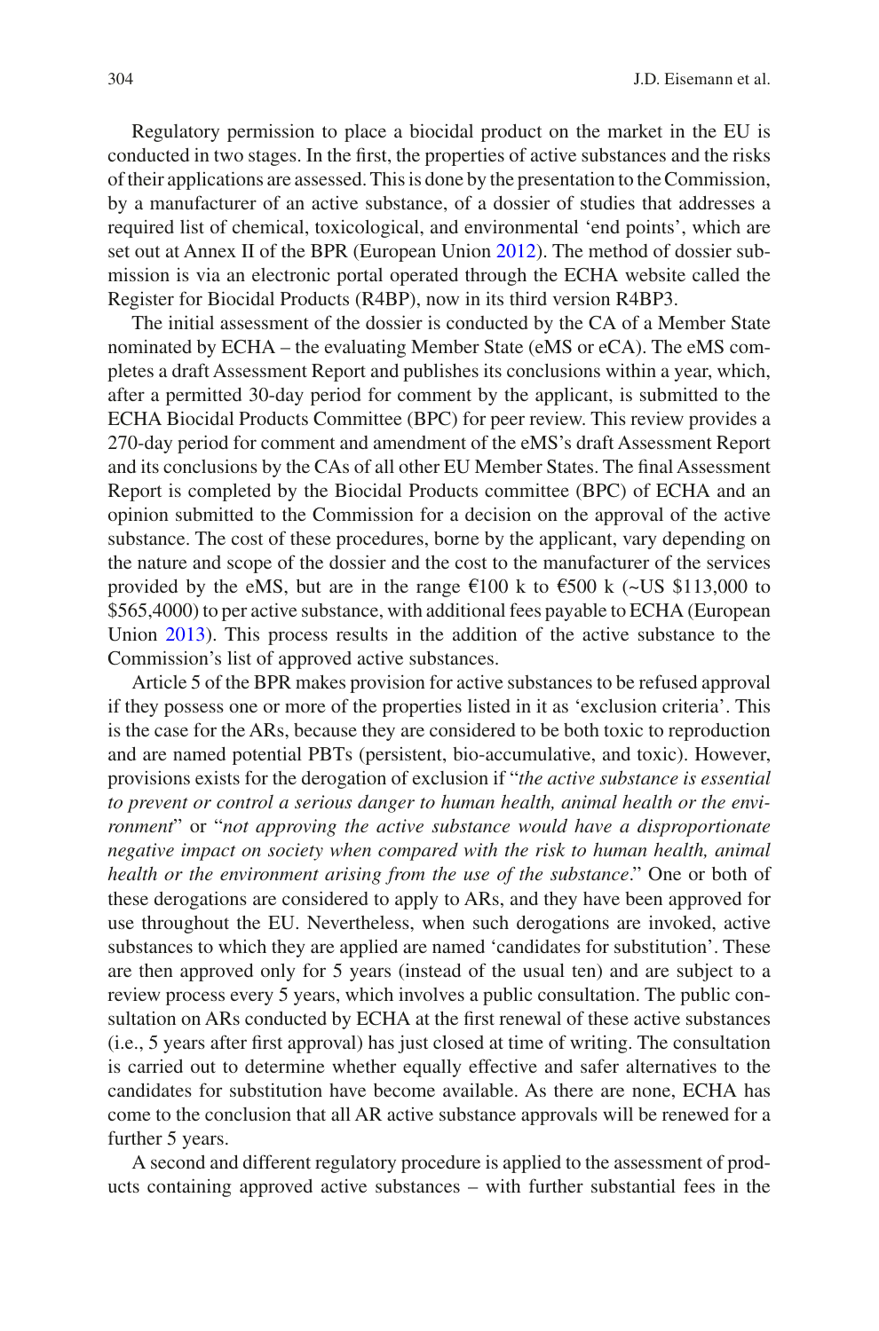Regulatory permission to place a biocidal product on the market in the EU is conducted in two stages. In the first, the properties of active substances and the risks of their applications are assessed. This is done by the presentation to the Commission, by a manufacturer of an active substance, of a dossier of studies that addresses a required list of chemical, toxicological, and environmental 'end points', which are set out at Annex II of the BPR (European Union 2012). The method of dossier submission is via an electronic portal operated through the ECHA website called the Register for Biocidal Products (R4BP), now in its third version R4BP3.

The initial assessment of the dossier is conducted by the CA of a Member State nominated by ECHA – the evaluating Member State (eMS or eCA). The eMS completes a draft Assessment Report and publishes its conclusions within a year, which, after a permitted 30-day period for comment by the applicant, is submitted to the ECHA Biocidal Products Committee (BPC) for peer review. This review provides a 270-day period for comment and amendment of the eMS's draft Assessment Report and its conclusions by the CAs of all other EU Member States. The final Assessment Report is completed by the Biocidal Products committee (BPC) of ECHA and an opinion submitted to the Commission for a decision on the approval of the active substance. The cost of these procedures, borne by the applicant, vary depending on the nature and scope of the dossier and the cost to the manufacturer of the services provided by the eMS, but are in the range €100 k to €500 k (~US $113,000 to $565,4000) to per active substance, with additional fees payable to ECHA (European Union 2013). This process results in the addition of the active substance to the Commission's list of approved active substances.

Article 5 of the BPR makes provision for active substances to be refused approval if they possess one or more of the properties listed in it as 'exclusion criteria'. This is the case for the ARs, because they are considered to be both toxic to reproduction and are named potential PBTs (persistent, bio-accumulative, and toxic). However, provisions exists for the derogation of exclusion if "*the active substance is essential to prevent or control a serious danger to human health, animal health or the environment*" or "*not approving the active substance would have a disproportionate negative impact on society when compared with the risk to human health, animal health or the environment arising from the use of the substance*." One or both of these derogations are considered to apply to ARs, and they have been approved for use throughout the EU. Nevertheless, when such derogations are invoked, active substances to which they are applied are named 'candidates for substitution'. These are then approved only for 5 years (instead of the usual ten) and are subject to a review process every 5 years, which involves a public consultation. The public consultation on ARs conducted by ECHA at the first renewal of these active substances (i.e., 5 years after first approval) has just closed at time of writing. The consultation is carried out to determine whether equally effective and safer alternatives to the candidates for substitution have become available. As there are none, ECHA has come to the conclusion that all AR active substance approvals will be renewed for a further 5 years.

A second and different regulatory procedure is applied to the assessment of products containing approved active substances – with further substantial fees in the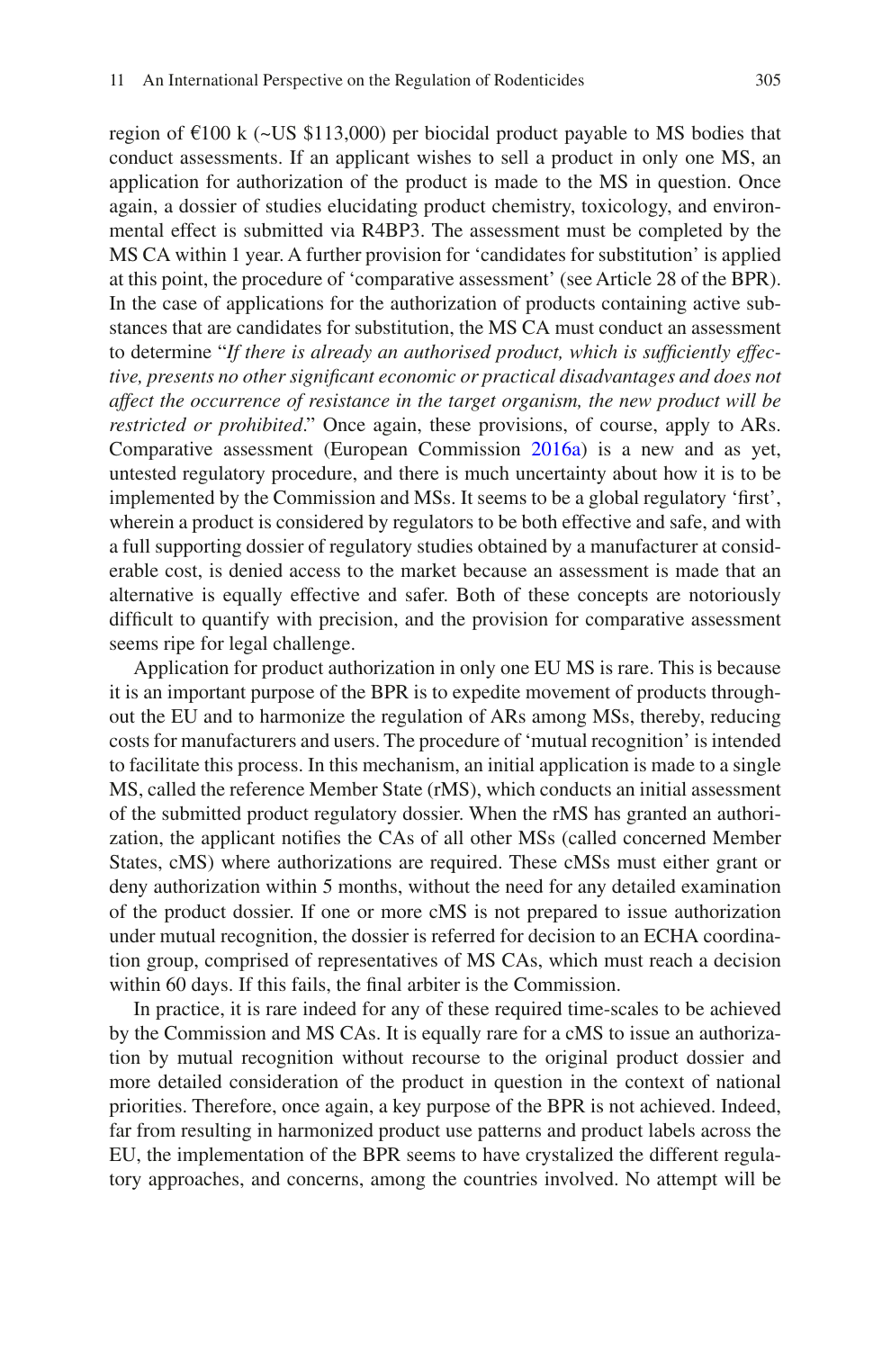region of €100 k (~US $113,000) per biocidal product payable to MS bodies that conduct assessments. If an applicant wishes to sell a product in only one MS, an application for authorization of the product is made to the MS in question. Once again, a dossier of studies elucidating product chemistry, toxicology, and environmental effect is submitted via R4BP3. The assessment must be completed by the MS CA within 1 year. A further provision for 'candidates for substitution' is applied at this point, the procedure of 'comparative assessment' (see Article 28 of the BPR). In the case of applications for the authorization of products containing active substances that are candidates for substitution, the MS CA must conduct an assessment to determine "*If there is already an authorised product, which is sufficiently effective, presents no other significant economic or practical disadvantages and does not affect the occurrence of resistance in the target organism, the new product will be restricted or prohibited*." Once again, these provisions, of course, apply to ARs. Comparative assessment (European Commission 2016a) is a new and as yet, untested regulatory procedure, and there is much uncertainty about how it is to be implemented by the Commission and MSs. It seems to be a global regulatory 'first', wherein a product is considered by regulators to be both effective and safe, and with a full supporting dossier of regulatory studies obtained by a manufacturer at considerable cost, is denied access to the market because an assessment is made that an alternative is equally effective and safer. Both of these concepts are notoriously difficult to quantify with precision, and the provision for comparative assessment seems ripe for legal challenge.

Application for product authorization in only one EU MS is rare. This is because it is an important purpose of the BPR is to expedite movement of products throughout the EU and to harmonize the regulation of ARs among MSs, thereby, reducing costs for manufacturers and users. The procedure of 'mutual recognition' is intended to facilitate this process. In this mechanism, an initial application is made to a single MS, called the reference Member State (rMS), which conducts an initial assessment of the submitted product regulatory dossier. When the rMS has granted an authorization, the applicant notifies the CAs of all other MSs (called concerned Member States, cMS) where authorizations are required. These cMSs must either grant or deny authorization within 5 months, without the need for any detailed examination of the product dossier. If one or more cMS is not prepared to issue authorization under mutual recognition, the dossier is referred for decision to an ECHA coordination group, comprised of representatives of MS CAs, which must reach a decision within 60 days. If this fails, the final arbiter is the Commission.

In practice, it is rare indeed for any of these required time-scales to be achieved by the Commission and MS CAs. It is equally rare for a cMS to issue an authorization by mutual recognition without recourse to the original product dossier and more detailed consideration of the product in question in the context of national priorities. Therefore, once again, a key purpose of the BPR is not achieved. Indeed, far from resulting in harmonized product use patterns and product labels across the EU, the implementation of the BPR seems to have crystalized the different regulatory approaches, and concerns, among the countries involved. No attempt will be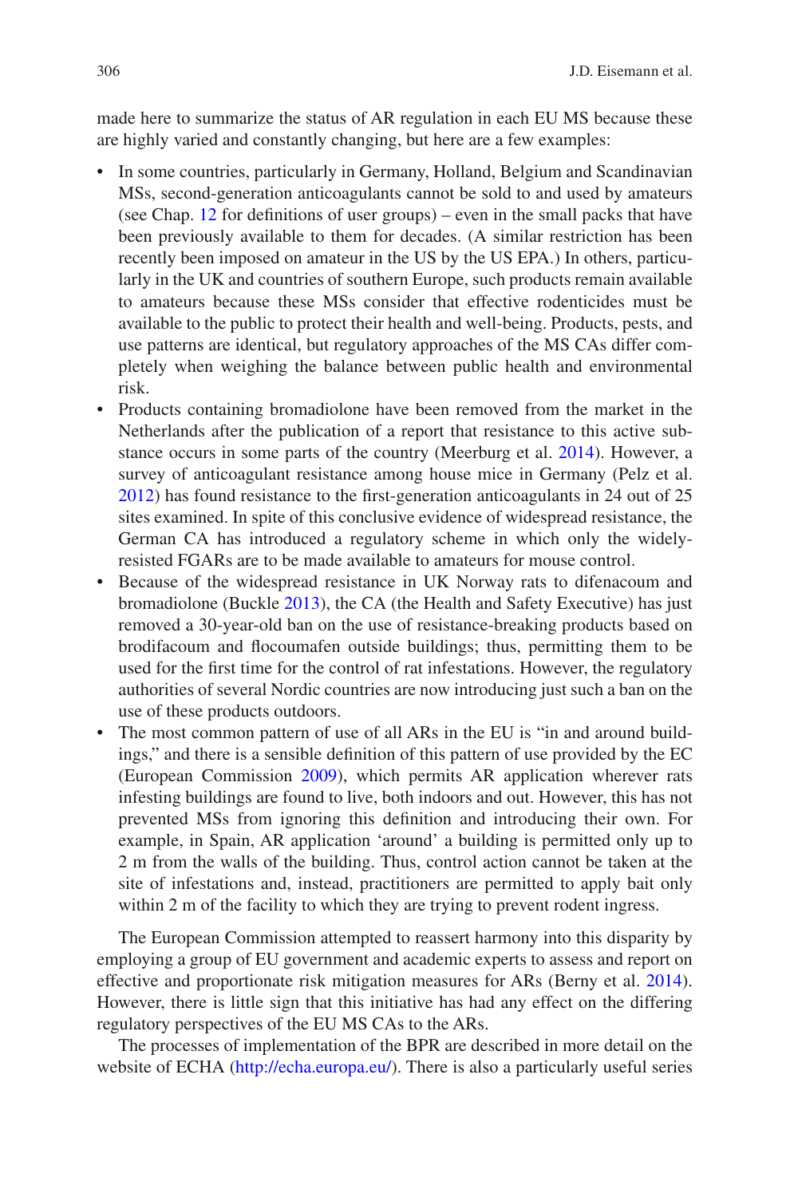made here to summarize the status of AR regulation in each EU MS because these are highly varied and constantly changing, but here are a few examples:

- In some countries, particularly in Germany, Holland, Belgium and Scandinavian MSs, second-generation anticoagulants cannot be sold to and used by amateurs (see Chap. 12 for definitions of user groups) – even in the small packs that have been previously available to them for decades. (A similar restriction has been recently been imposed on amateur in the US by the US EPA.) In others, particularly in the UK and countries of southern Europe, such products remain available to amateurs because these MSs consider that effective rodenticides must be available to the public to protect their health and well-being. Products, pests, and use patterns are identical, but regulatory approaches of the MS CAs differ completely when weighing the balance between public health and environmental risk.
- Products containing bromadiolone have been removed from the market in the Netherlands after the publication of a report that resistance to this active substance occurs in some parts of the country (Meerburg et al. 2014). However, a survey of anticoagulant resistance among house mice in Germany (Pelz et al. 2012) has found resistance to the first-generation anticoagulants in 24 out of 25 sites examined. In spite of this conclusive evidence of widespread resistance, the German CA has introduced a regulatory scheme in which only the widely-resisted FGARs are to be made available to amateurs for mouse control.
- Because of the widespread resistance in UK Norway rats to difenacoum and bromadiolone (Buckle 2013), the CA (the Health and Safety Executive) has just removed a 30-year-old ban on the use of resistance-breaking products based on brodifacoum and flocoumafen outside buildings; thus, permitting them to be used for the first time for the control of rat infestations. However, the regulatory authorities of several Nordic countries are now introducing just such a ban on the use of these products outdoors.
- The most common pattern of use of all ARs in the EU is "in and around buildings," and there is a sensible definition of this pattern of use provided by the EC (European Commission 2009), which permits AR application wherever rats infesting buildings are found to live, both indoors and out. However, this has not prevented MSs from ignoring this definition and introducing their own. For example, in Spain, AR application 'around' a building is permitted only up to 2 m from the walls of the building. Thus, control action cannot be taken at the site of infestations and, instead, practitioners are permitted to apply bait only within 2 m of the facility to which they are trying to prevent rodent ingress.

The European Commission attempted to reassert harmony into this disparity by employing a group of EU government and academic experts to assess and report on effective and proportionate risk mitigation measures for ARs (Berny et al. 2014). However, there is little sign that this initiative has had any effect on the differing regulatory perspectives of the EU MS CAs to the ARs.

The processes of implementation of the BPR are described in more detail on the website of ECHA (http://echa.europa.eu/). There is also a particularly useful series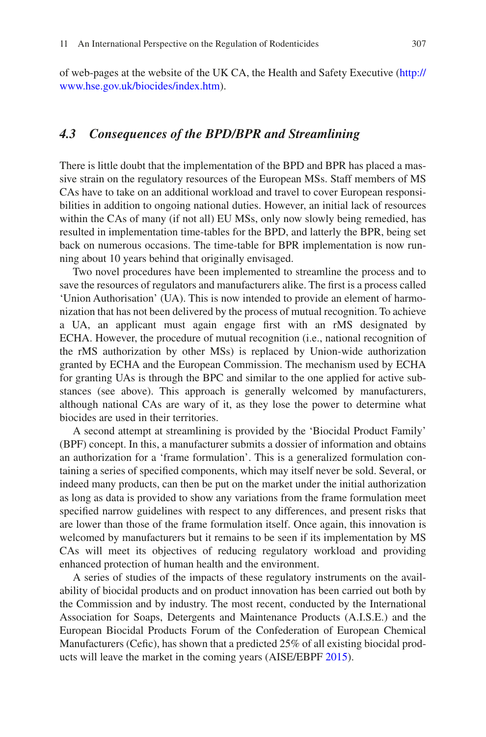of web-pages at the website of the UK CA, the Health and Safety Executive (http://www.hse.gov.uk/biocides/index.htm).

### *4.3 Consequences of the BPD/BPR and Streamlining*

There is little doubt that the implementation of the BPD and BPR has placed a massive strain on the regulatory resources of the European MSs. Staff members of MS CAs have to take on an additional workload and travel to cover European responsibilities in addition to ongoing national duties. However, an initial lack of resources within the CAs of many (if not all) EU MSs, only now slowly being remedied, has resulted in implementation time-tables for the BPD, and latterly the BPR, being set back on numerous occasions. The time-table for BPR implementation is now running about 10 years behind that originally envisaged.

Two novel procedures have been implemented to streamline the process and to save the resources of regulators and manufacturers alike. The first is a process called 'Union Authorisation' (UA). This is now intended to provide an element of harmonization that has not been delivered by the process of mutual recognition. To achieve a UA, an applicant must again engage first with an rMS designated by ECHA. However, the procedure of mutual recognition (i.e., national recognition of the rMS authorization by other MSs) is replaced by Union-wide authorization granted by ECHA and the European Commission. The mechanism used by ECHA for granting UAs is through the BPC and similar to the one applied for active substances (see above). This approach is generally welcomed by manufacturers, although national CAs are wary of it, as they lose the power to determine what biocides are used in their territories.

A second attempt at streamlining is provided by the 'Biocidal Product Family' (BPF) concept. In this, a manufacturer submits a dossier of information and obtains an authorization for a 'frame formulation'. This is a generalized formulation containing a series of specified components, which may itself never be sold. Several, or indeed many products, can then be put on the market under the initial authorization as long as data is provided to show any variations from the frame formulation meet specified narrow guidelines with respect to any differences, and present risks that are lower than those of the frame formulation itself. Once again, this innovation is welcomed by manufacturers but it remains to be seen if its implementation by MS CAs will meet its objectives of reducing regulatory workload and providing enhanced protection of human health and the environment.

A series of studies of the impacts of these regulatory instruments on the availability of biocidal products and on product innovation has been carried out both by the Commission and by industry. The most recent, conducted by the International Association for Soaps, Detergents and Maintenance Products (A.I.S.E.) and the European Biocidal Products Forum of the Confederation of European Chemical Manufacturers (Cefic), has shown that a predicted 25% of all existing biocidal products will leave the market in the coming years (AISE/EBPF 2015).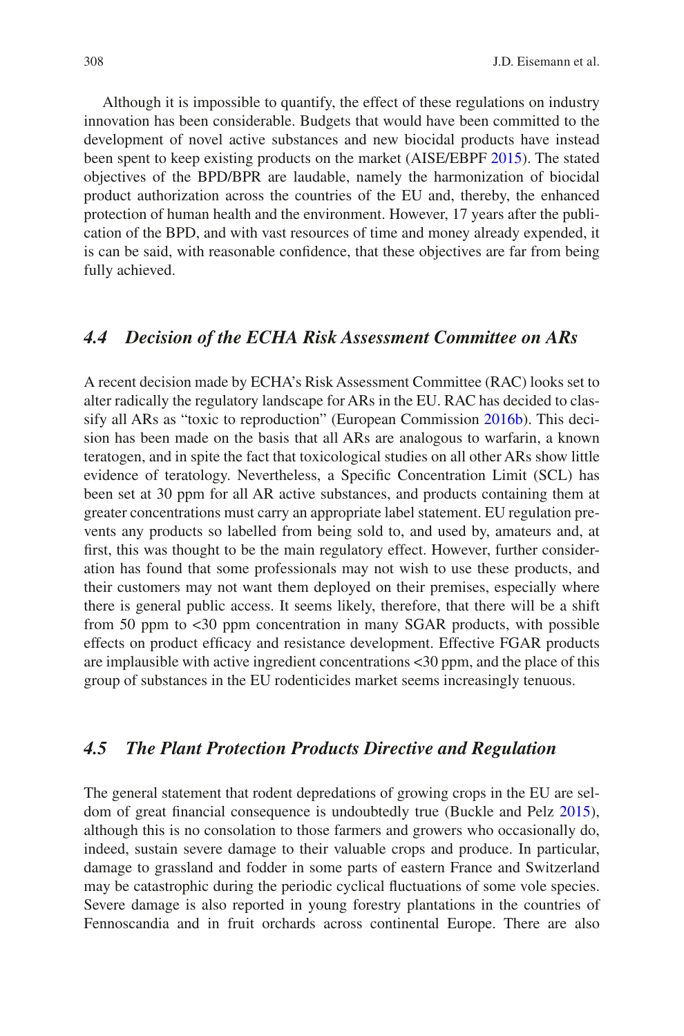Although it is impossible to quantify, the effect of these regulations on industry innovation has been considerable. Budgets that would have been committed to the development of novel active substances and new biocidal products have instead been spent to keep existing products on the market (AISE/EBPF 2015). The stated objectives of the BPD/BPR are laudable, namely the harmonization of biocidal product authorization across the countries of the EU and, thereby, the enhanced protection of human health and the environment. However, 17 years after the publication of the BPD, and with vast resources of time and money already expended, it is can be said, with reasonable confidence, that these objectives are far from being fully achieved.

### *4.4 Decision of the ECHA Risk Assessment Committee on ARs*

A recent decision made by ECHA's Risk Assessment Committee (RAC) looks set to alter radically the regulatory landscape for ARs in the EU. RAC has decided to classify all ARs as "toxic to reproduction" (European Commission 2016b). This decision has been made on the basis that all ARs are analogous to warfarin, a known teratogen, and in spite the fact that toxicological studies on all other ARs show little evidence of teratology. Nevertheless, a Specific Concentration Limit (SCL) has been set at 30 ppm for all AR active substances, and products containing them at greater concentrations must carry an appropriate label statement. EU regulation prevents any products so labelled from being sold to, and used by, amateurs and, at first, this was thought to be the main regulatory effect. However, further consideration has found that some professionals may not wish to use these products, and their customers may not want them deployed on their premises, especially where there is general public access. It seems likely, therefore, that there will be a shift from 50 ppm to <30 ppm concentration in many SGAR products, with possible effects on product efficacy and resistance development. Effective FGAR products are implausible with active ingredient concentrations <30 ppm, and the place of this group of substances in the EU rodenticides market seems increasingly tenuous.

### *4.5 The Plant Protection Products Directive and Regulation*

The general statement that rodent depredations of growing crops in the EU are seldom of great financial consequence is undoubtedly true (Buckle and Pelz 2015), although this is no consolation to those farmers and growers who occasionally do, indeed, sustain severe damage to their valuable crops and produce. In particular, damage to grassland and fodder in some parts of eastern France and Switzerland may be catastrophic during the periodic cyclical fluctuations of some vole species. Severe damage is also reported in young forestry plantations in the countries of Fennoscandia and in fruit orchards across continental Europe. There are also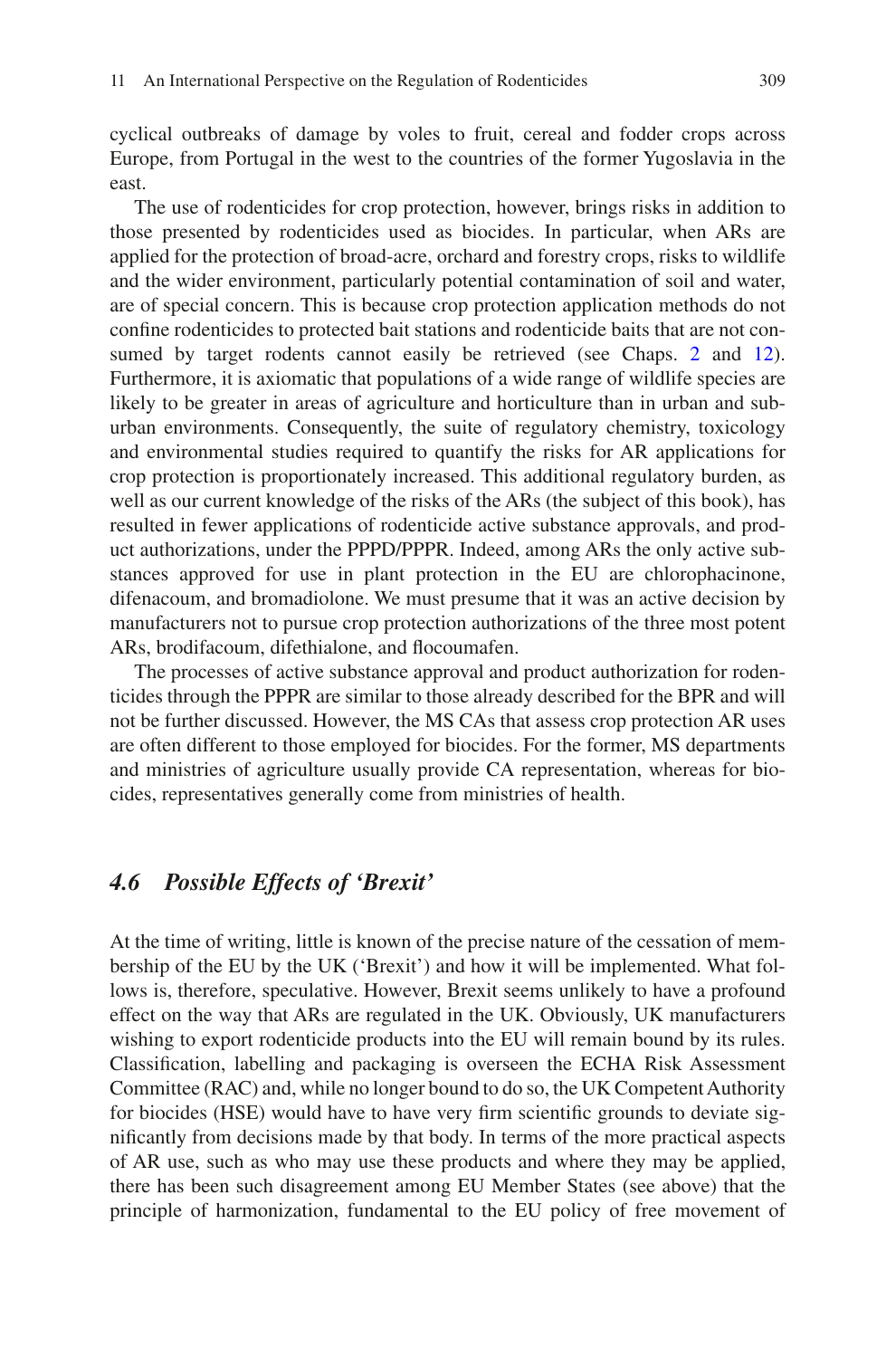cyclical outbreaks of damage by voles to fruit, cereal and fodder crops across Europe, from Portugal in the west to the countries of the former Yugoslavia in the east.

The use of rodenticides for crop protection, however, brings risks in addition to those presented by rodenticides used as biocides. In particular, when ARs are applied for the protection of broad-acre, orchard and forestry crops, risks to wildlife and the wider environment, particularly potential contamination of soil and water, are of special concern. This is because crop protection application methods do not confine rodenticides to protected bait stations and rodenticide baits that are not consumed by target rodents cannot easily be retrieved (see Chaps. 2 and 12). Furthermore, it is axiomatic that populations of a wide range of wildlife species are likely to be greater in areas of agriculture and horticulture than in urban and suburban environments. Consequently, the suite of regulatory chemistry, toxicology and environmental studies required to quantify the risks for AR applications for crop protection is proportionately increased. This additional regulatory burden, as well as our current knowledge of the risks of the ARs (the subject of this book), has resulted in fewer applications of rodenticide active substance approvals, and product authorizations, under the PPPD/PPPR. Indeed, among ARs the only active substances approved for use in plant protection in the EU are chlorophacinone, difenacoum, and bromadiolone. We must presume that it was an active decision by manufacturers not to pursue crop protection authorizations of the three most potent ARs, brodifacoum, difethialone, and flocoumafen.

The processes of active substance approval and product authorization for rodenticides through the PPPR are similar to those already described for the BPR and will not be further discussed. However, the MS CAs that assess crop protection AR uses are often different to those employed for biocides. For the former, MS departments and ministries of agriculture usually provide CA representation, whereas for biocides, representatives generally come from ministries of health.

### *4.6 Possible Effects of 'Brexit'*

At the time of writing, little is known of the precise nature of the cessation of membership of the EU by the UK ('Brexit') and how it will be implemented. What follows is, therefore, speculative. However, Brexit seems unlikely to have a profound effect on the way that ARs are regulated in the UK. Obviously, UK manufacturers wishing to export rodenticide products into the EU will remain bound by its rules. Classification, labelling and packaging is overseen the ECHA Risk Assessment Committee (RAC) and, while no longer bound to do so, the UK Competent Authority for biocides (HSE) would have to have very firm scientific grounds to deviate significantly from decisions made by that body. In terms of the more practical aspects of AR use, such as who may use these products and where they may be applied, there has been such disagreement among EU Member States (see above) that the principle of harmonization, fundamental to the EU policy of free movement of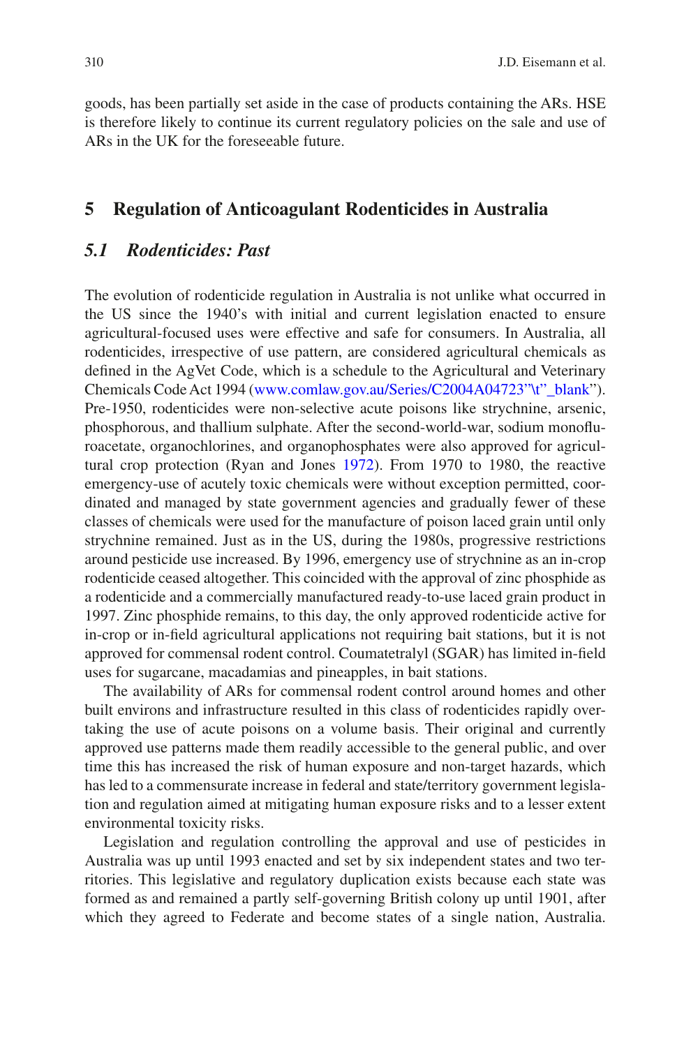goods, has been partially set aside in the case of products containing the ARs. HSE is therefore likely to continue its current regulatory policies on the sale and use of ARs in the UK for the foreseeable future.

## 5 Regulation of Anticoagulant Rodenticides in Australia

### *5.1 Rodenticides: Past*

The evolution of rodenticide regulation in Australia is not unlike what occurred in the US since the 1940's with initial and current legislation enacted to ensure agricultural-focused uses were effective and safe for consumers. In Australia, all rodenticides, irrespective of use pattern, are considered agricultural chemicals as defined in the AgVet Code, which is a schedule to the Agricultural and Veterinary Chemicals Code Act 1994 (www.comlaw.gov.au/Series/C2004A04723"\t"_blank"). Pre-1950, rodenticides were non-selective acute poisons like strychnine, arsenic, phosphorous, and thallium sulphate. After the second-world-war, sodium monofluroacetate, organochlorines, and organophosphates were also approved for agricultural crop protection (Ryan and Jones 1972). From 1970 to 1980, the reactive emergency-use of acutely toxic chemicals were without exception permitted, coordinated and managed by state government agencies and gradually fewer of these classes of chemicals were used for the manufacture of poison laced grain until only strychnine remained. Just as in the US, during the 1980s, progressive restrictions around pesticide use increased. By 1996, emergency use of strychnine as an in-crop rodenticide ceased altogether. This coincided with the approval of zinc phosphide as a rodenticide and a commercially manufactured ready-to-use laced grain product in 1997. Zinc phosphide remains, to this day, the only approved rodenticide active for in-crop or in-field agricultural applications not requiring bait stations, but it is not approved for commensal rodent control. Coumatetralyl (SGAR) has limited in-field uses for sugarcane, macadamias and pineapples, in bait stations.

The availability of ARs for commensal rodent control around homes and other built environs and infrastructure resulted in this class of rodenticides rapidly overtaking the use of acute poisons on a volume basis. Their original and currently approved use patterns made them readily accessible to the general public, and over time this has increased the risk of human exposure and non-target hazards, which has led to a commensurate increase in federal and state/territory government legislation and regulation aimed at mitigating human exposure risks and to a lesser extent environmental toxicity risks.

Legislation and regulation controlling the approval and use of pesticides in Australia was up until 1993 enacted and set by six independent states and two territories. This legislative and regulatory duplication exists because each state was formed as and remained a partly self-governing British colony up until 1901, after which they agreed to Federate and become states of a single nation, Australia.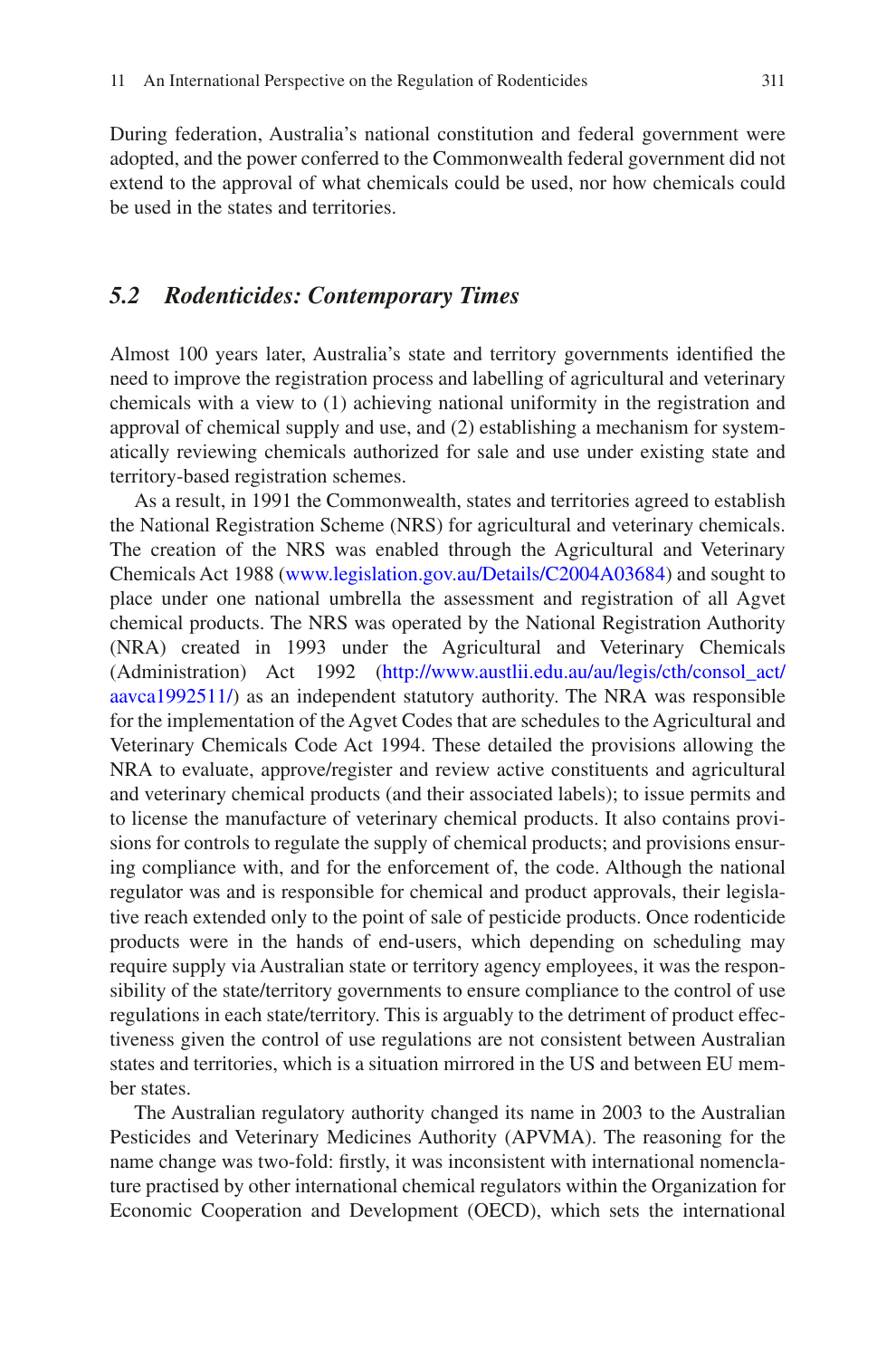During federation, Australia's national constitution and federal government were adopted, and the power conferred to the Commonwealth federal government did not extend to the approval of what chemicals could be used, nor how chemicals could be used in the states and territories.

### *5.2 Rodenticides: Contemporary Times*

Almost 100 years later, Australia's state and territory governments identified the need to improve the registration process and labelling of agricultural and veterinary chemicals with a view to (1) achieving national uniformity in the registration and approval of chemical supply and use, and (2) establishing a mechanism for systematically reviewing chemicals authorized for sale and use under existing state and territory-based registration schemes.

As a result, in 1991 the Commonwealth, states and territories agreed to establish the National Registration Scheme (NRS) for agricultural and veterinary chemicals. The creation of the NRS was enabled through the Agricultural and Veterinary Chemicals Act 1988 (www.legislation.gov.au/Details/C2004A03684) and sought to place under one national umbrella the assessment and registration of all Agvet chemical products. The NRS was operated by the National Registration Authority (NRA) created in 1993 under the Agricultural and Veterinary Chemicals (Administration) Act 1992 (http://www.austlii.edu.au/au/legis/cth/consol_act/aavca1992511/) as an independent statutory authority. The NRA was responsible for the implementation of the Agvet Codes that are schedules to the Agricultural and Veterinary Chemicals Code Act 1994. These detailed the provisions allowing the NRA to evaluate, approve/register and review active constituents and agricultural and veterinary chemical products (and their associated labels); to issue permits and to license the manufacture of veterinary chemical products. It also contains provisions for controls to regulate the supply of chemical products; and provisions ensuring compliance with, and for the enforcement of, the code. Although the national regulator was and is responsible for chemical and product approvals, their legislative reach extended only to the point of sale of pesticide products. Once rodenticide products were in the hands of end-users, which depending on scheduling may require supply via Australian state or territory agency employees, it was the responsibility of the state/territory governments to ensure compliance to the control of use regulations in each state/territory. This is arguably to the detriment of product effectiveness given the control of use regulations are not consistent between Australian states and territories, which is a situation mirrored in the US and between EU member states.

The Australian regulatory authority changed its name in 2003 to the Australian Pesticides and Veterinary Medicines Authority (APVMA). The reasoning for the name change was two-fold: firstly, it was inconsistent with international nomenclature practised by other international chemical regulators within the Organization for Economic Cooperation and Development (OECD), which sets the international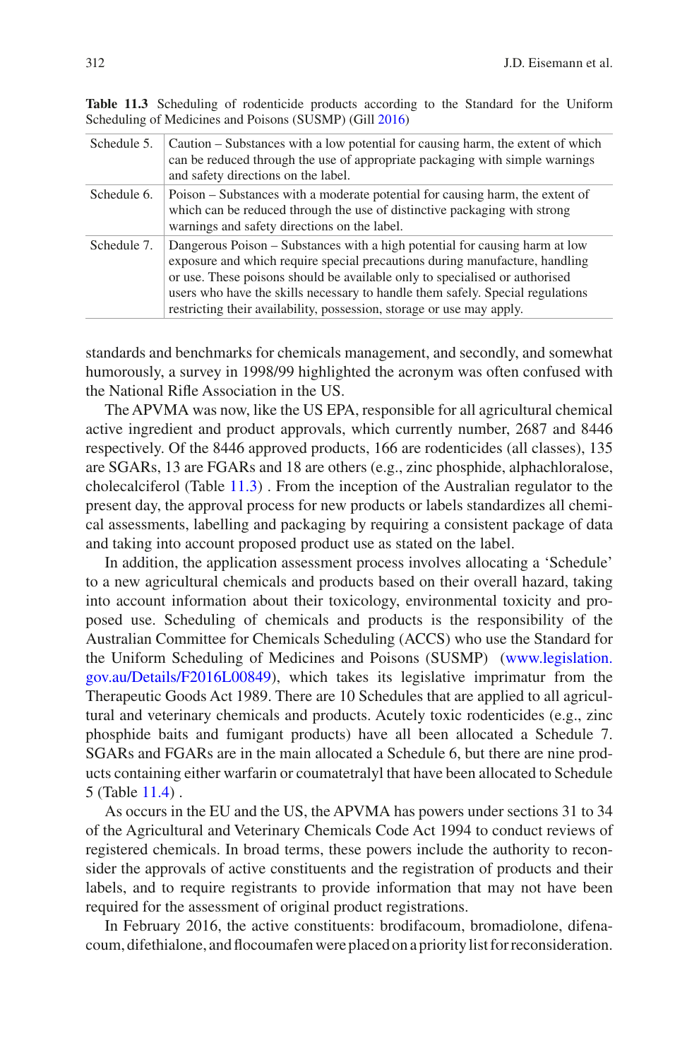**Table 11.3** Scheduling of rodenticide products according to the Standard for the Uniform Scheduling of Medicines and Poisons (SUSMP) (Gill 2016)

| | |
|---|---|
| Schedule 5. | Caution – Substances with a low potential for causing harm, the extent of which can be reduced through the use of appropriate packaging with simple warnings and safety directions on the label. |
| Schedule 6. | Poison – Substances with a moderate potential for causing harm, the extent of which can be reduced through the use of distinctive packaging with strong warnings and safety directions on the label. |
| Schedule 7. | Dangerous Poison – Substances with a high potential for causing harm at low exposure and which require special precautions during manufacture, handling or use. These poisons should be available only to specialised or authorised users who have the skills necessary to handle them safely. Special regulations restricting their availability, possession, storage or use may apply. |

standards and benchmarks for chemicals management, and secondly, and somewhat humorously, a survey in 1998/99 highlighted the acronym was often confused with the National Rifle Association in the US.

The APVMA was now, like the US EPA, responsible for all agricultural chemical active ingredient and product approvals, which currently number, 2687 and 8446 respectively. Of the 8446 approved products, 166 are rodenticides (all classes), 135 are SGARs, 13 are FGARs and 18 are others (e.g., zinc phosphide, alphachloralose, cholecalciferol (Table 11.3) . From the inception of the Australian regulator to the present day, the approval process for new products or labels standardizes all chemical assessments, labelling and packaging by requiring a consistent package of data and taking into account proposed product use as stated on the label.

In addition, the application assessment process involves allocating a 'Schedule' to a new agricultural chemicals and products based on their overall hazard, taking into account information about their toxicology, environmental toxicity and proposed use. Scheduling of chemicals and products is the responsibility of the Australian Committee for Chemicals Scheduling (ACCS) who use the Standard for the Uniform Scheduling of Medicines and Poisons (SUSMP) (www.legislation.gov.au/Details/F2016L00849), which takes its legislative imprimatur from the Therapeutic Goods Act 1989. There are 10 Schedules that are applied to all agricultural and veterinary chemicals and products. Acutely toxic rodenticides (e.g., zinc phosphide baits and fumigant products) have all been allocated a Schedule 7. SGARs and FGARs are in the main allocated a Schedule 6, but there are nine products containing either warfarin or coumatetralyl that have been allocated to Schedule 5 (Table 11.4) .

As occurs in the EU and the US, the APVMA has powers under sections 31 to 34 of the Agricultural and Veterinary Chemicals Code Act 1994 to conduct reviews of registered chemicals. In broad terms, these powers include the authority to reconsider the approvals of active constituents and the registration of products and their labels, and to require registrants to provide information that may not have been required for the assessment of original product registrations.

In February 2016, the active constituents: brodifacoum, bromadiolone, difenacoum, difethialone, and flocoumafen were placed on a priority list for reconsideration.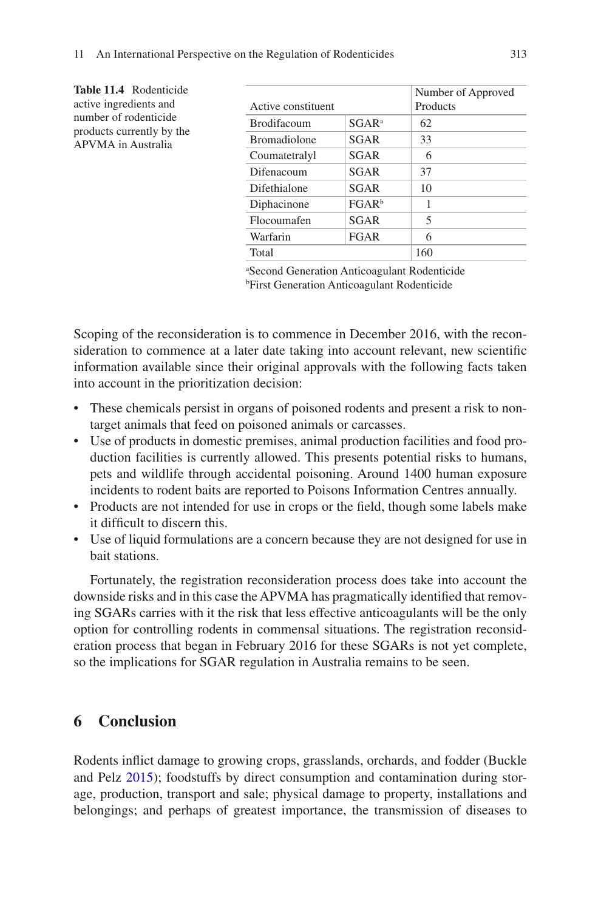**Table 11.4** Rodenticide active ingredients and number of rodenticide products currently by the APVMA in Australia

| Active constituent | | Number of Approved Products |
|---|---|---|
| Brodifacoum | SGAR[a] | 62 |
| Bromadiolone | SGAR | 33 |
| Coumatetralyl | SGAR | 6 |
| Difenacoum | SGAR | 37 |
| Difethialone | SGAR | 10 |
| Diphacinone | FGAR[b] | 1 |
| Flocoumafen | SGAR | 5 |
| Warfarin | FGAR | 6 |
| Total | | 160 |

[a]Second Generation Anticoagulant Rodenticide
[b]First Generation Anticoagulant Rodenticide

Scoping of the reconsideration is to commence in December 2016, with the reconsideration to commence at a later date taking into account relevant, new scientific information available since their original approvals with the following facts taken into account in the prioritization decision:

- These chemicals persist in organs of poisoned rodents and present a risk to non-target animals that feed on poisoned animals or carcasses.
- Use of products in domestic premises, animal production facilities and food production facilities is currently allowed. This presents potential risks to humans, pets and wildlife through accidental poisoning. Around 1400 human exposure incidents to rodent baits are reported to Poisons Information Centres annually.
- Products are not intended for use in crops or the field, though some labels make it difficult to discern this.
- Use of liquid formulations are a concern because they are not designed for use in bait stations.

Fortunately, the registration reconsideration process does take into account the downside risks and in this case the APVMA has pragmatically identified that removing SGARs carries with it the risk that less effective anticoagulants will be the only option for controlling rodents in commensal situations. The registration reconsideration process that began in February 2016 for these SGARs is not yet complete, so the implications for SGAR regulation in Australia remains to be seen.

## 6 Conclusion

Rodents inflict damage to growing crops, grasslands, orchards, and fodder (Buckle and Pelz 2015); foodstuffs by direct consumption and contamination during storage, production, transport and sale; physical damage to property, installations and belongings; and perhaps of greatest importance, the transmission of diseases to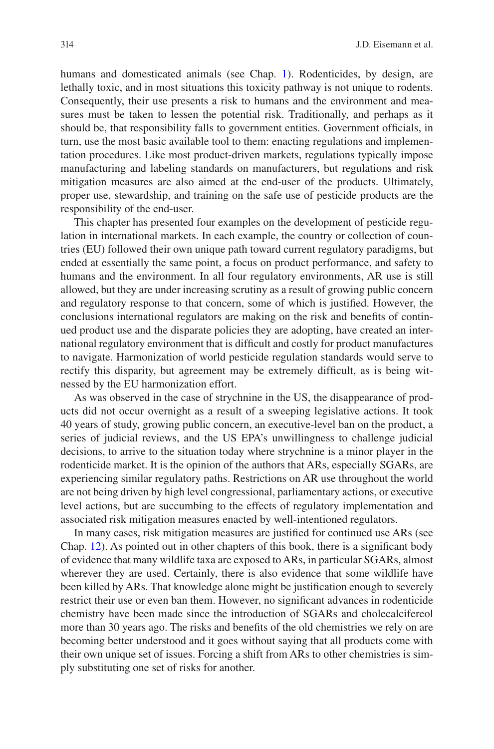humans and domesticated animals (see Chap. 1). Rodenticides, by design, are lethally toxic, and in most situations this toxicity pathway is not unique to rodents. Consequently, their use presents a risk to humans and the environment and measures must be taken to lessen the potential risk. Traditionally, and perhaps as it should be, that responsibility falls to government entities. Government officials, in turn, use the most basic available tool to them: enacting regulations and implementation procedures. Like most product-driven markets, regulations typically impose manufacturing and labeling standards on manufacturers, but regulations and risk mitigation measures are also aimed at the end-user of the products. Ultimately, proper use, stewardship, and training on the safe use of pesticide products are the responsibility of the end-user.

This chapter has presented four examples on the development of pesticide regulation in international markets. In each example, the country or collection of countries (EU) followed their own unique path toward current regulatory paradigms, but ended at essentially the same point, a focus on product performance, and safety to humans and the environment. In all four regulatory environments, AR use is still allowed, but they are under increasing scrutiny as a result of growing public concern and regulatory response to that concern, some of which is justified. However, the conclusions international regulators are making on the risk and benefits of continued product use and the disparate policies they are adopting, have created an international regulatory environment that is difficult and costly for product manufactures to navigate. Harmonization of world pesticide regulation standards would serve to rectify this disparity, but agreement may be extremely difficult, as is being witnessed by the EU harmonization effort.

As was observed in the case of strychnine in the US, the disappearance of products did not occur overnight as a result of a sweeping legislative actions. It took 40 years of study, growing public concern, an executive-level ban on the product, a series of judicial reviews, and the US EPA's unwillingness to challenge judicial decisions, to arrive to the situation today where strychnine is a minor player in the rodenticide market. It is the opinion of the authors that ARs, especially SGARs, are experiencing similar regulatory paths. Restrictions on AR use throughout the world are not being driven by high level congressional, parliamentary actions, or executive level actions, but are succumbing to the effects of regulatory implementation and associated risk mitigation measures enacted by well-intentioned regulators.

In many cases, risk mitigation measures are justified for continued use ARs (see Chap. 12). As pointed out in other chapters of this book, there is a significant body of evidence that many wildlife taxa are exposed to ARs, in particular SGARs, almost wherever they are used. Certainly, there is also evidence that some wildlife have been killed by ARs. That knowledge alone might be justification enough to severely restrict their use or even ban them. However, no significant advances in rodenticide chemistry have been made since the introduction of SGARs and cholecalcifereol more than 30 years ago. The risks and benefits of the old chemistries we rely on are becoming better understood and it goes without saying that all products come with their own unique set of issues. Forcing a shift from ARs to other chemistries is simply substituting one set of risks for another.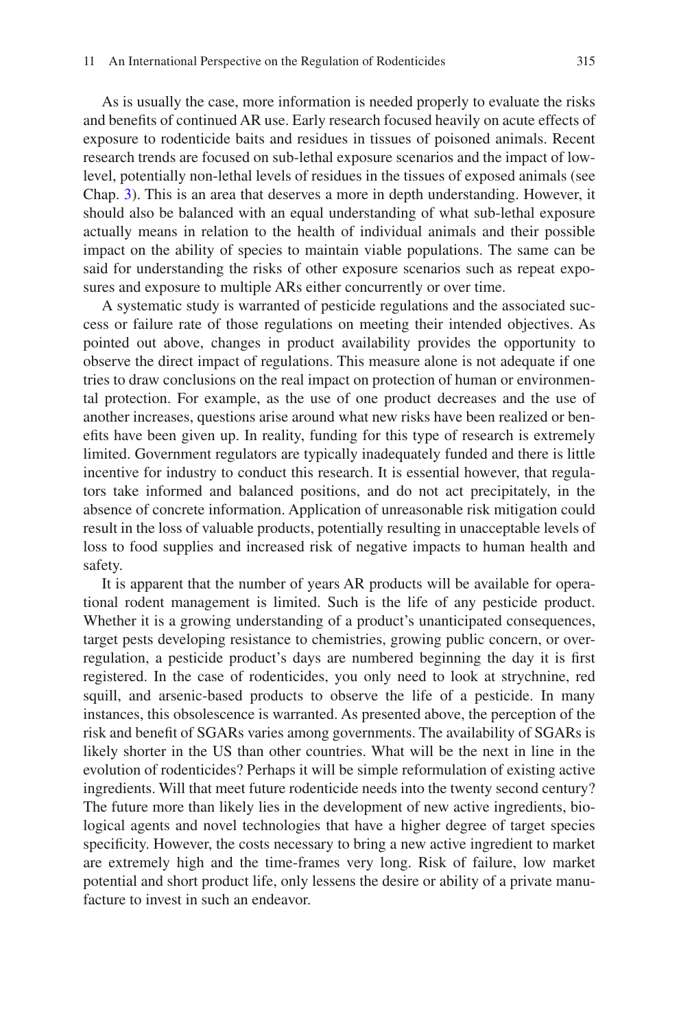As is usually the case, more information is needed properly to evaluate the risks and benefits of continued AR use. Early research focused heavily on acute effects of exposure to rodenticide baits and residues in tissues of poisoned animals. Recent research trends are focused on sub-lethal exposure scenarios and the impact of low-level, potentially non-lethal levels of residues in the tissues of exposed animals (see Chap. 3). This is an area that deserves a more in depth understanding. However, it should also be balanced with an equal understanding of what sub-lethal exposure actually means in relation to the health of individual animals and their possible impact on the ability of species to maintain viable populations. The same can be said for understanding the risks of other exposure scenarios such as repeat exposures and exposure to multiple ARs either concurrently or over time.

A systematic study is warranted of pesticide regulations and the associated success or failure rate of those regulations on meeting their intended objectives. As pointed out above, changes in product availability provides the opportunity to observe the direct impact of regulations. This measure alone is not adequate if one tries to draw conclusions on the real impact on protection of human or environmental protection. For example, as the use of one product decreases and the use of another increases, questions arise around what new risks have been realized or benefits have been given up. In reality, funding for this type of research is extremely limited. Government regulators are typically inadequately funded and there is little incentive for industry to conduct this research. It is essential however, that regulators take informed and balanced positions, and do not act precipitately, in the absence of concrete information. Application of unreasonable risk mitigation could result in the loss of valuable products, potentially resulting in unacceptable levels of loss to food supplies and increased risk of negative impacts to human health and safety.

It is apparent that the number of years AR products will be available for operational rodent management is limited. Such is the life of any pesticide product. Whether it is a growing understanding of a product's unanticipated consequences, target pests developing resistance to chemistries, growing public concern, or over-regulation, a pesticide product's days are numbered beginning the day it is first registered. In the case of rodenticides, you only need to look at strychnine, red squill, and arsenic-based products to observe the life of a pesticide. In many instances, this obsolescence is warranted. As presented above, the perception of the risk and benefit of SGARs varies among governments. The availability of SGARs is likely shorter in the US than other countries. What will be the next in line in the evolution of rodenticides? Perhaps it will be simple reformulation of existing active ingredients. Will that meet future rodenticide needs into the twenty second century? The future more than likely lies in the development of new active ingredients, biological agents and novel technologies that have a higher degree of target species specificity. However, the costs necessary to bring a new active ingredient to market are extremely high and the time-frames very long. Risk of failure, low market potential and short product life, only lessens the desire or ability of a private manufacture to invest in such an endeavor.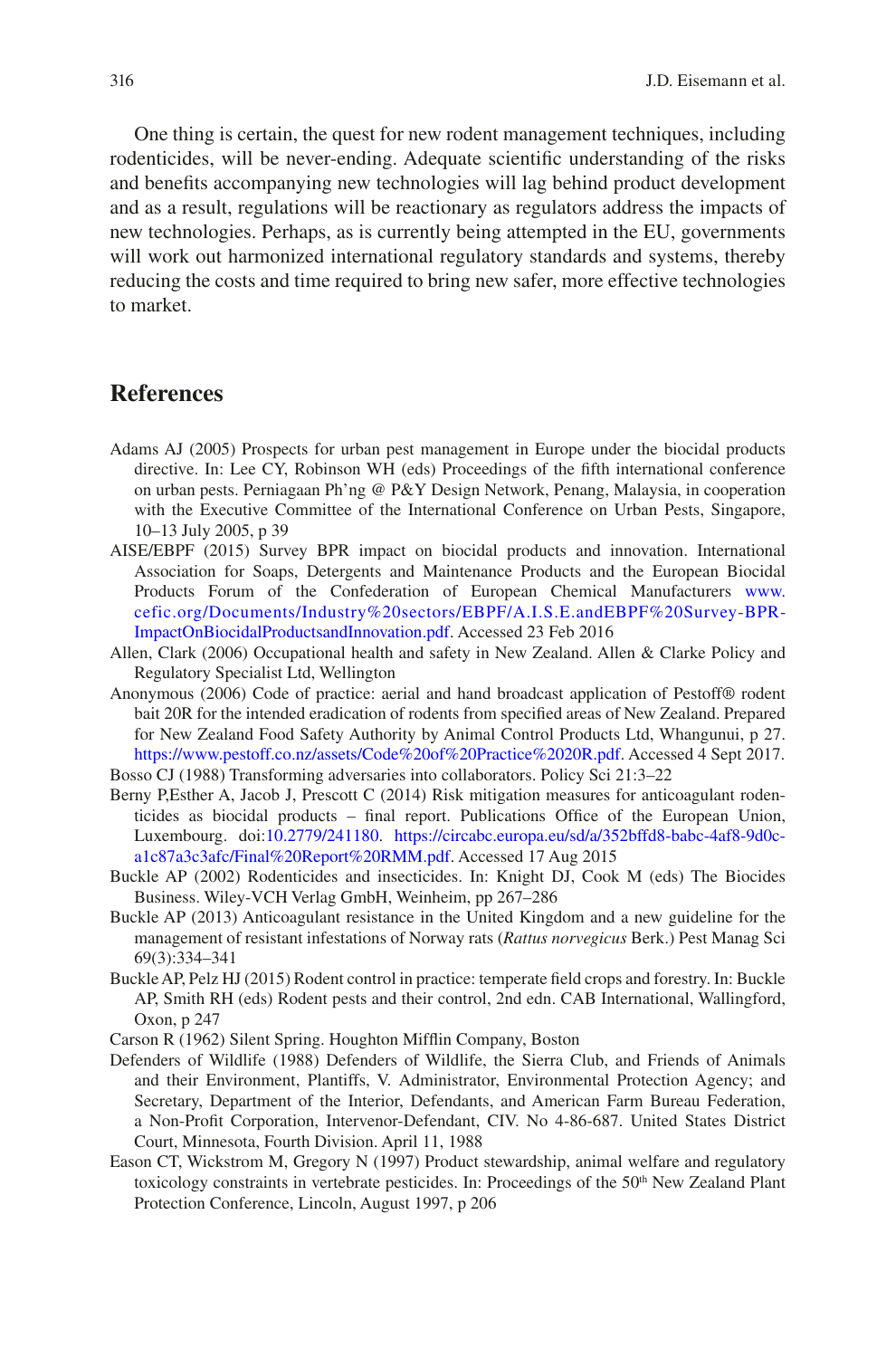One thing is certain, the quest for new rodent management techniques, including rodenticides, will be never-ending. Adequate scientific understanding of the risks and benefits accompanying new technologies will lag behind product development and as a result, regulations will be reactionary as regulators address the impacts of new technologies. Perhaps, as is currently being attempted in the EU, governments will work out harmonized international regulatory standards and systems, thereby reducing the costs and time required to bring new safer, more effective technologies to market.

## References

Adams AJ (2005) Prospects for urban pest management in Europe under the biocidal products directive. In: Lee CY, Robinson WH (eds) Proceedings of the fifth international conference on urban pests. Perniagaan Ph'ng @ P&Y Design Network, Penang, Malaysia, in cooperation with the Executive Committee of the International Conference on Urban Pests, Singapore, 10–13 July 2005, p 39

AISE/EBPF (2015) Survey BPR impact on biocidal products and innovation. International Association for Soaps, Detergents and Maintenance Products and the European Biocidal Products Forum of the Confederation of European Chemical Manufacturers www.cefic.org/Documents/Industry%20sectors/EBPF/A.I.S.E.andEBPF%20Survey-BPR-ImpactOnBiocidalProductsandInnovation.pdf. Accessed 23 Feb 2016

Allen, Clark (2006) Occupational health and safety in New Zealand. Allen & Clarke Policy and Regulatory Specialist Ltd, Wellington

Anonymous (2006) Code of practice: aerial and hand broadcast application of Pestoff® rodent bait 20R for the intended eradication of rodents from specified areas of New Zealand. Prepared for New Zealand Food Safety Authority by Animal Control Products Ltd, Whangunui, p 27. https://www.pestoff.co.nz/assets/Code%20of%20Practice%2020R.pdf. Accessed 4 Sept 2017.

Bosso CJ (1988) Transforming adversaries into collaborators. Policy Sci 21:3–22

Berny P,Esther A, Jacob J, Prescott C (2014) Risk mitigation measures for anticoagulant rodenticides as biocidal products – final report. Publications Office of the European Union, Luxembourg. doi:10.2779/241180. https://circabc.europa.eu/sd/a/352bffd8-babc-4af8-9d0c-a1c87a3c3afc/Final%20Report%20RMM.pdf. Accessed 17 Aug 2015

Buckle AP (2002) Rodenticides and insecticides. In: Knight DJ, Cook M (eds) The Biocides Business. Wiley-VCH Verlag GmbH, Weinheim, pp 267–286

Buckle AP (2013) Anticoagulant resistance in the United Kingdom and a new guideline for the management of resistant infestations of Norway rats (*Rattus norvegicus* Berk.) Pest Manag Sci 69(3):334–341

Buckle AP, Pelz HJ (2015) Rodent control in practice: temperate field crops and forestry. In: Buckle AP, Smith RH (eds) Rodent pests and their control, 2nd edn. CAB International, Wallingford, Oxon, p 247

Carson R (1962) Silent Spring. Houghton Mifflin Company, Boston

Defenders of Wildlife (1988) Defenders of Wildlife, the Sierra Club, and Friends of Animals and their Environment, Plantiffs, V. Administrator, Environmental Protection Agency; and Secretary, Department of the Interior, Defendants, and American Farm Bureau Federation, a Non-Profit Corporation, Intervenor-Defendant, CIV. No 4-86-687. United States District Court, Minnesota, Fourth Division. April 11, 1988

Eason CT, Wickstrom M, Gregory N (1997) Product stewardship, animal welfare and regulatory toxicology constraints in vertebrate pesticides. In: Proceedings of the 50th New Zealand Plant Protection Conference, Lincoln, August 1997, p 206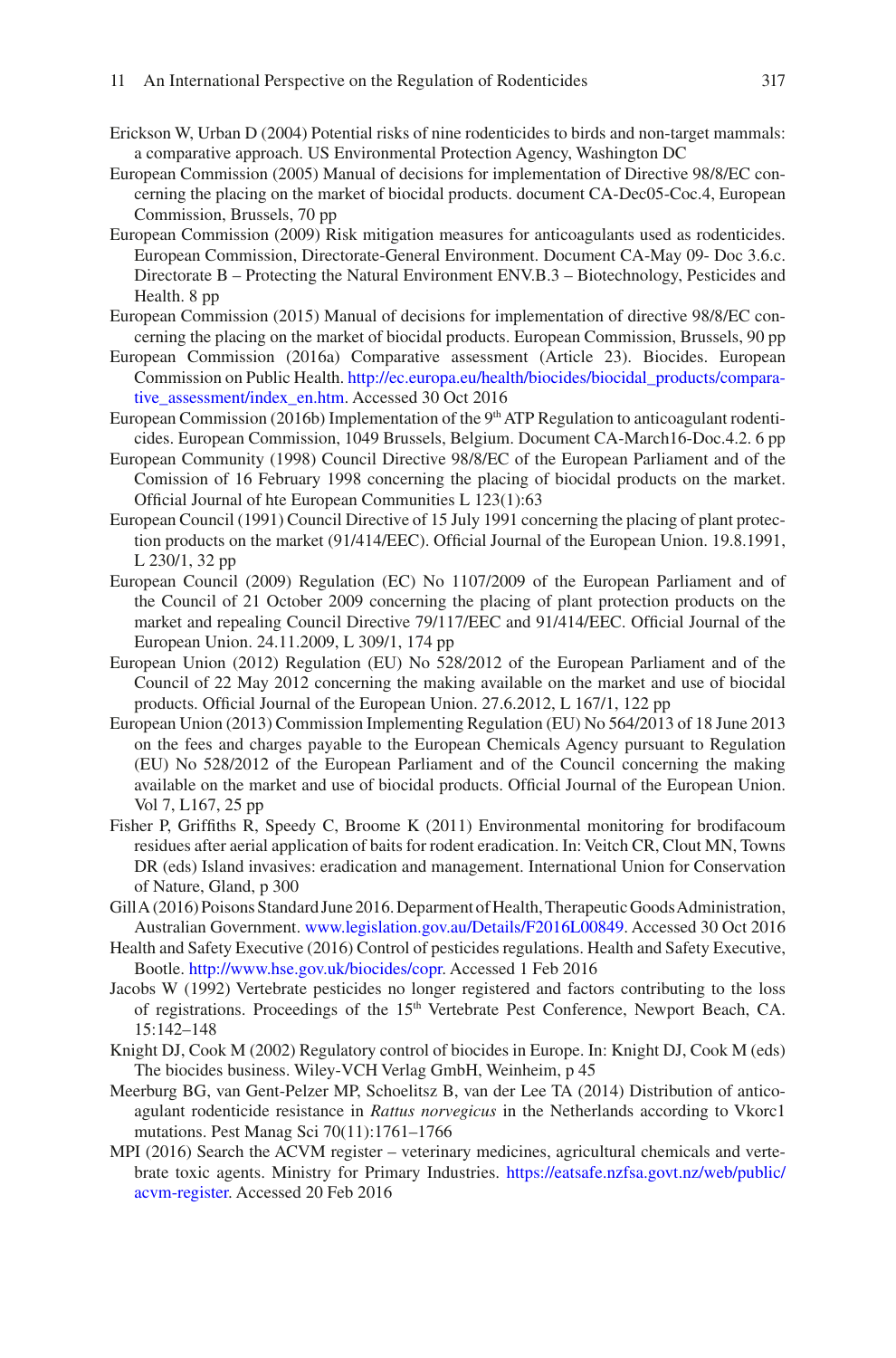Erickson W, Urban D (2004) Potential risks of nine rodenticides to birds and non-target mammals: a comparative approach. US Environmental Protection Agency, Washington DC

European Commission (2005) Manual of decisions for implementation of Directive 98/8/EC concerning the placing on the market of biocidal products. document CA-Dec05-Coc.4, European Commission, Brussels, 70 pp

European Commission (2009) Risk mitigation measures for anticoagulants used as rodenticides. European Commission, Directorate-General Environment. Document CA-May 09- Doc 3.6.c. Directorate B – Protecting the Natural Environment ENV.B.3 – Biotechnology, Pesticides and Health. 8 pp

European Commission (2015) Manual of decisions for implementation of directive 98/8/EC concerning the placing on the market of biocidal products. European Commission, Brussels, 90 pp

European Commission (2016a) Comparative assessment (Article 23). Biocides. European Commission on Public Health. http://ec.europa.eu/health/biocides/biocidal_products/comparative_assessment/index_en.htm. Accessed 30 Oct 2016

European Commission (2016b) Implementation of the 9th ATP Regulation to anticoagulant rodenticides. European Commission, 1049 Brussels, Belgium. Document CA-March16-Doc.4.2. 6 pp

European Community (1998) Council Directive 98/8/EC of the European Parliament and the Comission of 16 February 1998 concerning the placing of biocidal products on the market. Official Journal of hte European Communities L 123(1):63

European Council (1991) Council Directive of 15 July 1991 concerning the placing of plant protection products on the market (91/414/EEC). Official Journal of the European Union. 19.8.1991, L 230/1, 32 pp

European Council (2009) Regulation (EC) No 1107/2009 of the European Parliament and of the Council of 21 October 2009 concerning the placing of plant protection products on the market and repealing Council Directive 79/117/EEC and 91/414/EEC. Official Journal of the European Union. 24.11.2009, L 309/1, 174 pp

European Union (2012) Regulation (EU) No 528/2012 of the European Parliament and of the Council of 22 May 2012 concerning the making available on the market and use of biocidal products. Official Journal of the European Union. 27.6.2012, L 167/1, 122 pp

European Union (2013) Commission Implementing Regulation (EU) No 564/2013 of 18 June 2013 on the fees and charges payable to the European Chemicals Agency pursuant to Regulation (EU) No 528/2012 of the European Parliament and of the Council concerning the making available on the market and use of biocidal products. Official Journal of the European Union. Vol 7, L167, 25 pp

Fisher P, Griffiths R, Speedy C, Broome K (2011) Environmental monitoring for brodifacoum residues after aerial application of baits for rodent eradication. In: Veitch CR, Clout MN, Towns DR (eds) Island invasives: eradication and management. International Union for Conservation of Nature, Gland, p 300

Gill A (2016) Poisons Standard June 2016. Deparment of Health, Therapeutic Goods Administration, Australian Government. www.legislation.gov.au/Details/F2016L00849. Accessed 30 Oct 2016

Health and Safety Executive (2016) Control of pesticides regulations. Health and Safety Executive, Bootle. http://www.hse.gov.uk/biocides/copr. Accessed 1 Feb 2016

Jacobs W (1992) Vertebrate pesticides no longer registered and factors contributing to the loss of registrations. Proceedings of the 15th Vertebrate Pest Conference, Newport Beach, CA. 15:142–148

Knight DJ, Cook M (2002) Regulatory control of biocides in Europe. In: Knight DJ, Cook M (eds) The biocides business. Wiley-VCH Verlag GmbH, Weinheim, p 45

Meerburg BG, van Gent-Pelzer MP, Schoelitsz B, van der Lee TA (2014) Distribution of anticoagulant rodenticide resistance in *Rattus norvegicus* in the Netherlands according to Vkorc1 mutations. Pest Manag Sci 70(11):1761–1766

MPI (2016) Search the ACVM register – veterinary medicines, agricultural chemicals and vertebrate toxic agents. Ministry for Primary Industries. https://eatsafe.nzfsa.govt.nz/web/public/acvm-register. Accessed 20 Feb 2016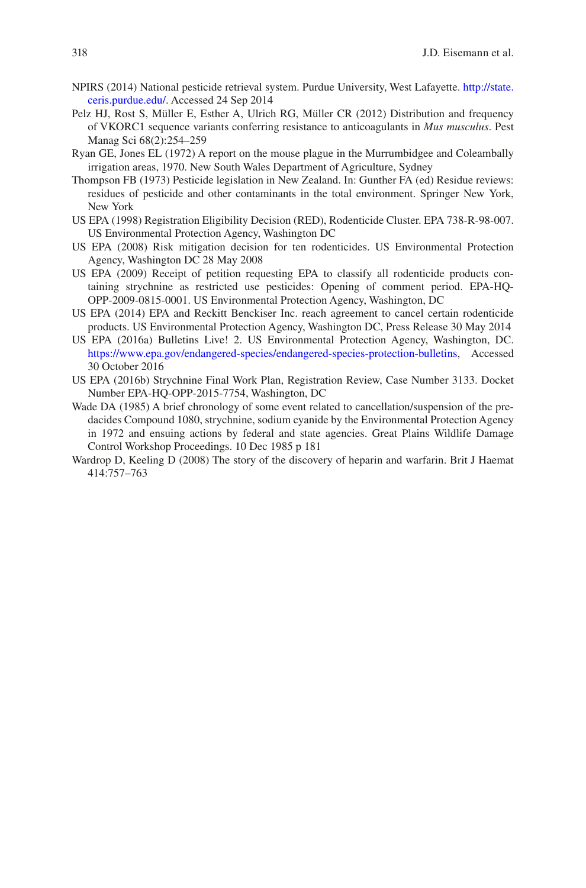NPIRS (2014) National pesticide retrieval system. Purdue University, West Lafayette. http://state.ceris.purdue.edu/. Accessed 24 Sep 2014

Pelz HJ, Rost S, Müller E, Esther A, Ulrich RG, Müller CR (2012) Distribution and frequency of VKORC1 sequence variants conferring resistance to anticoagulants in *Mus musculus*. Pest Manag Sci 68(2):254–259

Ryan GE, Jones EL (1972) A report on the mouse plague in the Murrumbidgee and Coleambally irrigation areas, 1970. New South Wales Department of Agriculture, Sydney

Thompson FB (1973) Pesticide legislation in New Zealand. In: Gunther FA (ed) Residue reviews: residues of pesticide and other contaminants in the total environment. Springer New York, New York

US EPA (1998) Registration Eligibility Decision (RED), Rodenticide Cluster. EPA 738-R-98-007. US Environmental Protection Agency, Washington DC

US EPA (2008) Risk mitigation decision for ten rodenticides. US Environmental Protection Agency, Washington DC 28 May 2008

US EPA (2009) Receipt of petition requesting EPA to classify all rodenticide products containing strychnine as restricted use pesticides: Opening of comment period. EPA-HQ-OPP-2009-0815-0001. US Environmental Protection Agency, Washington, DC

US EPA (2014) EPA and Reckitt Benckiser Inc. reach agreement to cancel certain rodenticide products. US Environmental Protection Agency, Washington DC, Press Release 30 May 2014

US EPA (2016a) Bulletins Live! 2. US Environmental Protection Agency, Washington, DC. https://www.epa.gov/endangered-species/endangered-species-protection-bulletins, Accessed 30 October 2016

US EPA (2016b) Strychnine Final Work Plan, Registration Review, Case Number 3133. Docket Number EPA-HQ-OPP-2015-7754, Washington, DC

Wade DA (1985) A brief chronology of some event related to cancellation/suspension of the predacides Compound 1080, strychnine, sodium cyanide by the Environmental Protection Agency in 1972 and ensuing actions by federal and state agencies. Great Plains Wildlife Damage Control Workshop Proceedings. 10 Dec 1985 p 181

Wardrop D, Keeling D (2008) The story of the discovery of heparin and warfarin. Brit J Haemat 414:757–763